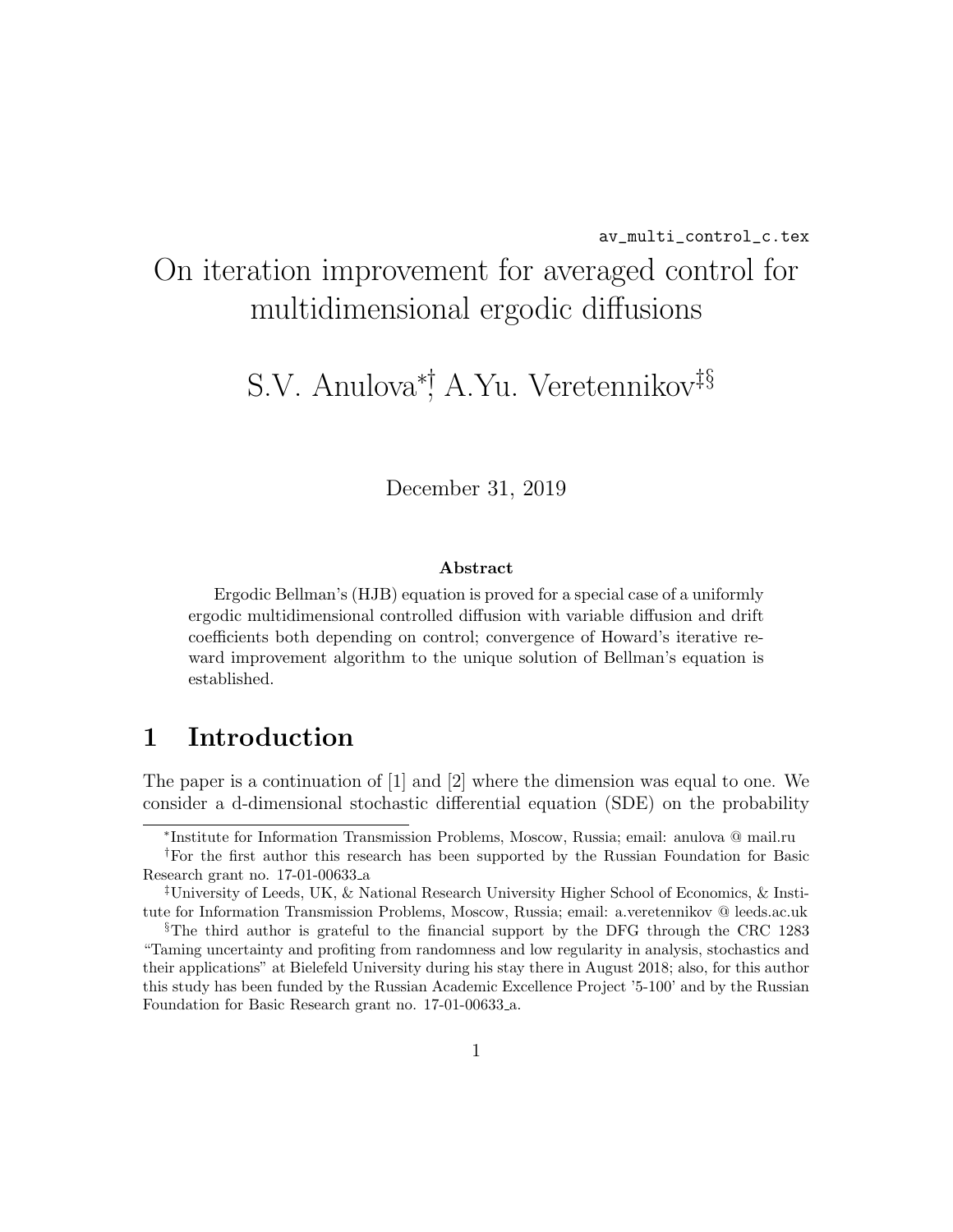av_multi_control_c.tex

# On iteration improvement for averaged control for multidimensional ergodic diffusions

S.V. Anulova[*,†], A.Yu. Veretennikov[‡,§]

December 31, 2019

**Abstract**

Ergodic Bellman's (HJB) equation is proved for a special case of a uniformly ergodic multidimensional controlled diffusion with variable diffusion and drift coefficients both depending on control; convergence of Howard's iterative reward improvement algorithm to the unique solution of Bellman's equation is established.

## 1 Introduction

The paper is a continuation of [1] and [2] where the dimension was equal to one. We consider a d-dimensional stochastic differential equation (SDE) on the probability

---

[*] Institute for Information Transmission Problems, Moscow, Russia; email: anulova @ mail.ru

[†] For the first author this research has been supported by the Russian Foundation for Basic Research grant no. 17-01-00633_a

[‡] University of Leeds, UK, & National Research University Higher School of Economics, & Institute for Information Transmission Problems, Moscow, Russia; email: a.veretennikov @ leeds.ac.uk

[§] The third author is grateful to the financial support by the DFG through the CRC 1283 "Taming uncertainty and profiting from randomness and low regularity in analysis, stochastics and their applications" at Bielefeld University during his stay there in August 2018; also, for this author this study has been funded by the Russian Academic Excellence Project '5-100' and by the Russian Foundation for Basic Research grant no. 17-01-00633_a.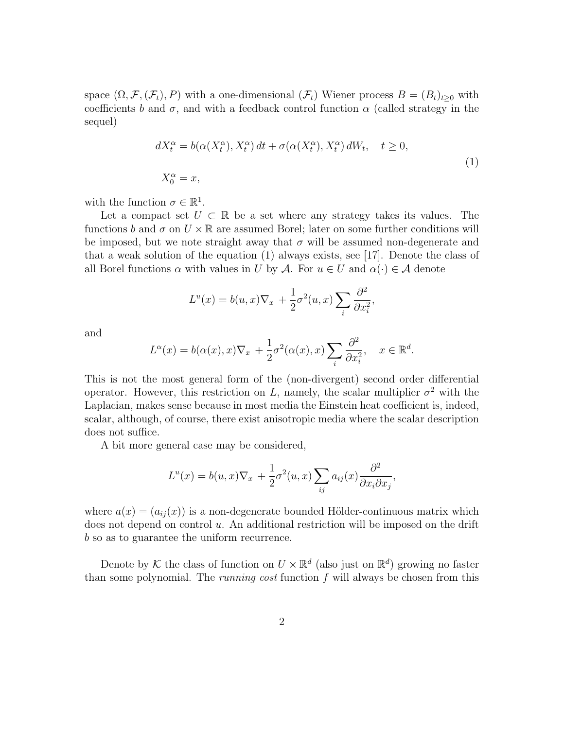space $(\Omega, \mathcal{F}, (\mathcal{F}_t), P)$ with a one-dimensional $(\mathcal{F}_t)$ Wiener process $B = (B_t)_{t\geq 0}$ with coefficients $b$ and $\sigma$, and with a feedback control function $\alpha$ (called strategy in the sequel)

$$
\begin{aligned}
dX_t^\alpha &= b(\alpha(X_t^\alpha), X_t^\alpha)\,dt + \sigma(\alpha(X_t^\alpha), X_t^\alpha)\,dW_t, \quad t \geq 0, \\
X_0^\alpha &= x,
\end{aligned}
\tag{1}
$$

with the function $\sigma \in \mathbb{R}^1$.

Let a compact set $U \subset \mathbb{R}$ be a set where any strategy takes its values. The functions $b$ and $\sigma$ on $U \times \mathbb{R}$ are assumed Borel; later on some further conditions will be imposed, but we note straight away that $\sigma$ will be assumed non-degenerate and that a weak solution of the equation (1) always exists, see [17]. Denote the class of all Borel functions $\alpha$ with values in $U$ by $\mathcal{A}$. For $u \in U$ and $\alpha(\cdot) \in \mathcal{A}$ denote

$$
L^u(x) = b(u,x)\nabla_x + \frac{1}{2}\sigma^2(u,x)\sum_i \frac{\partial^2}{\partial x_i^2},
$$

and

$$
L^\alpha(x) = b(\alpha(x),x)\nabla_x + \frac{1}{2}\sigma^2(\alpha(x),x)\sum_i \frac{\partial^2}{\partial x_i^2}, \quad x \in \mathbb{R}^d.
$$

This is not the most general form of the (non-divergent) second order differential operator. However, this restriction on $L$, namely, the scalar multiplier $\sigma^2$ with the Laplacian, makes sense because in most media the Einstein heat coefficient is, indeed, scalar, although, of course, there exist anisotropic media where the scalar description does not suffice.

A bit more general case may be considered,

$$
L^u(x) = b(u,x)\nabla_x + \frac{1}{2}\sigma^2(u,x)\sum_{ij} a_{ij}(x)\frac{\partial^2}{\partial x_i \partial x_j},
$$

where $a(x) = (a_{ij}(x))$ is a non-degenerate bounded Hölder-continuous matrix which does not depend on control $u$. An additional restriction will be imposed on the drift $b$ so as to guarantee the uniform recurrence.

Denote by $\mathcal{K}$ the class of function on $U \times \mathbb{R}^d$ (also just on $\mathbb{R}^d$) growing no faster than some polynomial. The *running cost* function $f$ will always be chosen from this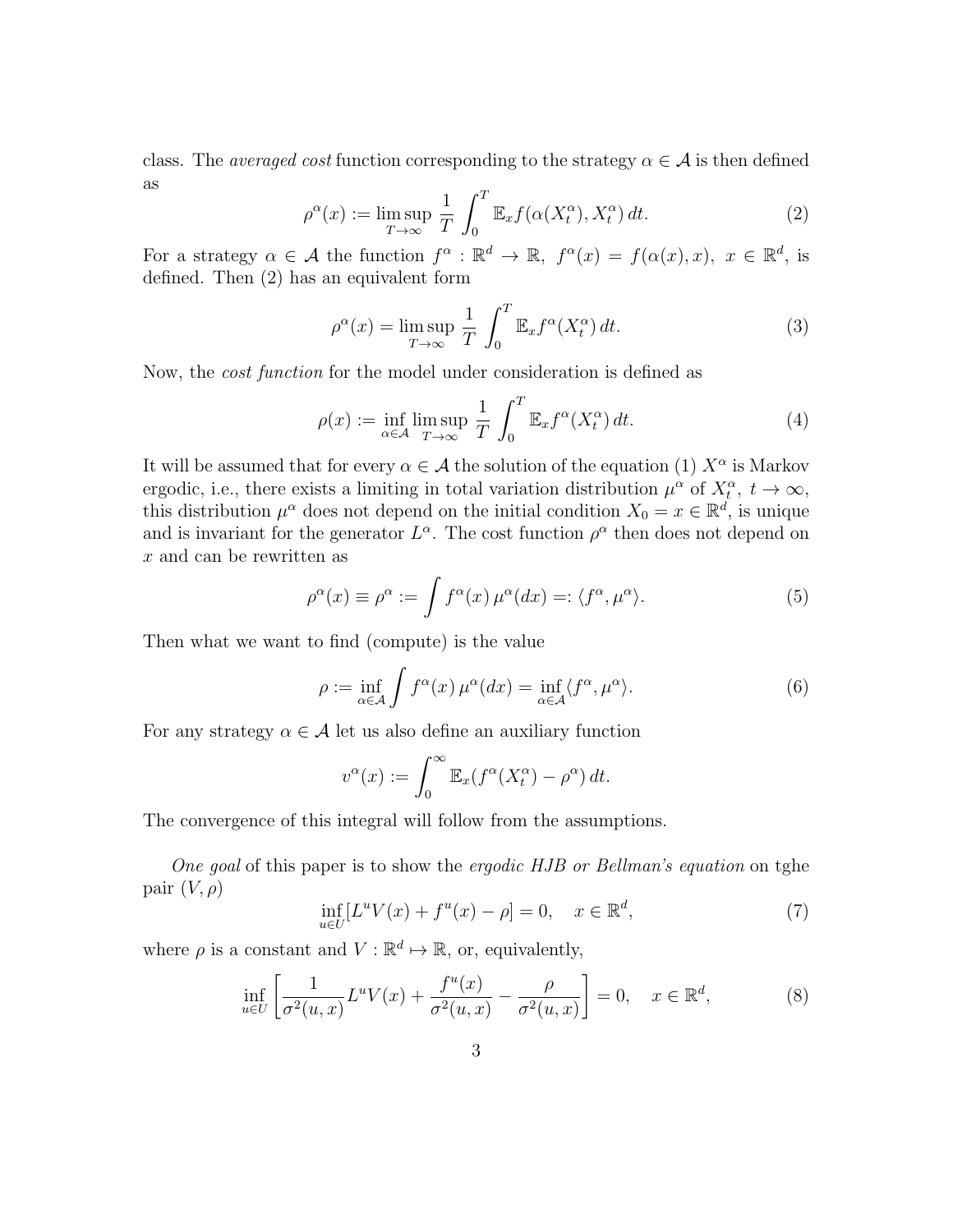class. The *averaged cost* function corresponding to the strategy $\alpha \in \mathcal{A}$ is then defined as

$$\rho^\alpha(x) := \limsup_{T\to\infty} \frac{1}{T} \int_0^T \mathbb{E}_x f(\alpha(X_t^\alpha), X_t^\alpha)\, dt. \tag{2}$$

For a strategy $\alpha \in \mathcal{A}$ the function $f^\alpha : \mathbb{R}^d \to \mathbb{R}$, $f^\alpha(x) = f(\alpha(x), x)$, $x \in \mathbb{R}^d$, is defined. Then (2) has an equivalent form

$$\rho^\alpha(x) = \limsup_{T\to\infty} \frac{1}{T} \int_0^T \mathbb{E}_x f^\alpha(X_t^\alpha)\, dt. \tag{3}$$

Now, the *cost function* for the model under consideration is defined as

$$\rho(x) := \inf_{\alpha\in\mathcal{A}} \limsup_{T\to\infty} \frac{1}{T} \int_0^T \mathbb{E}_x f^\alpha(X_t^\alpha)\, dt. \tag{4}$$

It will be assumed that for every $\alpha \in \mathcal{A}$ the solution of the equation (1) $X^\alpha$ is Markov ergodic, i.e., there exists a limiting in total variation distribution $\mu^\alpha$ of $X_t^\alpha$, $t \to \infty$, this distribution $\mu^\alpha$ does not depend on the initial condition $X_0 = x \in \mathbb{R}^d$, is unique and is invariant for the generator $L^\alpha$. The cost function $\rho^\alpha$ then does not depend on $x$ and can be rewritten as

$$\rho^\alpha(x) \equiv \rho^\alpha := \int f^\alpha(x)\, \mu^\alpha(dx) =: \langle f^\alpha, \mu^\alpha\rangle. \tag{5}$$

Then what we want to find (compute) is the value

$$\rho := \inf_{\alpha\in\mathcal{A}} \int f^\alpha(x)\, \mu^\alpha(dx) = \inf_{\alpha\in\mathcal{A}} \langle f^\alpha, \mu^\alpha\rangle. \tag{6}$$

For any strategy $\alpha \in \mathcal{A}$ let us also define an auxiliary function

$$v^\alpha(x) := \int_0^\infty \mathbb{E}_x (f^\alpha(X_t^\alpha) - \rho^\alpha)\, dt.$$

The convergence of this integral will follow from the assumptions.

*One goal* of this paper is to show the *ergodic HJB or Bellman's equation* on tghe pair $(V, \rho)$

$$\inf_{u\in U} [L^u V(x) + f^u(x) - \rho] = 0, \quad x \in \mathbb{R}^d, \tag{7}$$

where $\rho$ is a constant and $V : \mathbb{R}^d \mapsto \mathbb{R}$, or, equivalently,

$$\inf_{u\in U} \left[\frac{1}{\sigma^2(u,x)} L^u V(x) + \frac{f^u(x)}{\sigma^2(u,x)} - \frac{\rho}{\sigma^2(u,x)}\right] = 0, \quad x \in \mathbb{R}^d, \tag{8}$$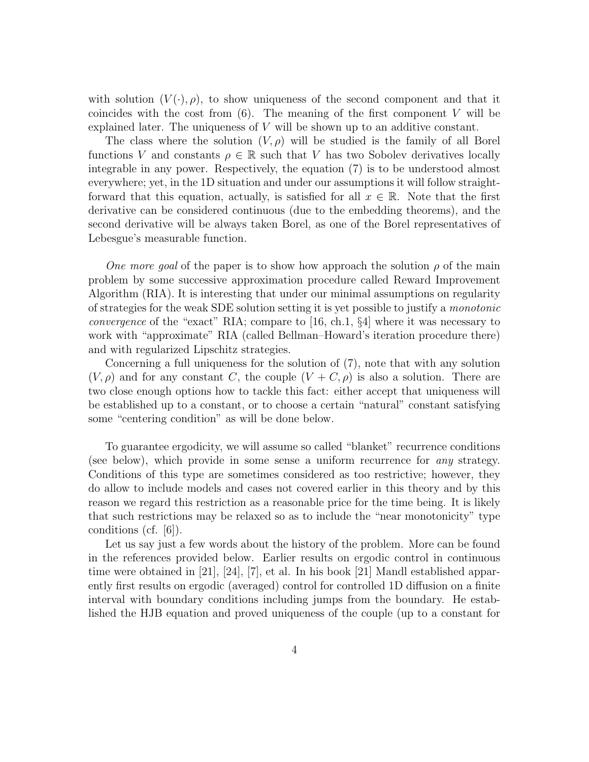with solution $(V(\cdot), \rho)$, to show uniqueness of the second component and that it coincides with the cost from (6). The meaning of the first component $V$ will be explained later. The uniqueness of $V$ will be shown up to an additive constant.

The class where the solution $(V, \rho)$ will be studied is the family of all Borel functions $V$ and constants $\rho \in \mathbb{R}$ such that $V$ has two Sobolev derivatives locally integrable in any power. Respectively, the equation (7) is to be understood almost everywhere; yet, in the 1D situation and under our assumptions it will follow straightforward that this equation, actually, is satisfied for all $x \in \mathbb{R}$. Note that the first derivative can be considered continuous (due to the embedding theorems), and the second derivative will be always taken Borel, as one of the Borel representatives of Lebesgue's measurable function.

*One more goal* of the paper is to show how approach the solution $\rho$ of the main problem by some successive approximation procedure called Reward Improvement Algorithm (RIA). It is interesting that under our minimal assumptions on regularity of strategies for the weak SDE solution setting it is yet possible to justify a *monotonic convergence* of the "exact" RIA; compare to [16, ch.1, §4] where it was necessary to work with "approximate" RIA (called Bellman–Howard's iteration procedure there) and with regularized Lipschitz strategies.

Concerning a full uniqueness for the solution of (7), note that with any solution $(V, \rho)$ and for any constant $C$, the couple $(V + C, \rho)$ is also a solution. There are two close enough options how to tackle this fact: either accept that uniqueness will be established up to a constant, or to choose a certain "natural" constant satisfying some "centering condition" as will be done below.

To guarantee ergodicity, we will assume so called "blanket" recurrence conditions (see below), which provide in some sense a uniform recurrence for *any* strategy. Conditions of this type are sometimes considered as too restrictive; however, they do allow to include models and cases not covered earlier in this theory and by this reason we regard this restriction as a reasonable price for the time being. It is likely that such restrictions may be relaxed so as to include the "near monotonicity" type conditions (cf. [6]).

Let us say just a few words about the history of the problem. More can be found in the references provided below. Earlier results on ergodic control in continuous time were obtained in [21], [24], [7], et al. In his book [21] Mandl established apparently first results on ergodic (averaged) control for controlled 1D diffusion on a finite interval with boundary conditions including jumps from the boundary. He established the HJB equation and proved uniqueness of the couple (up to a constant for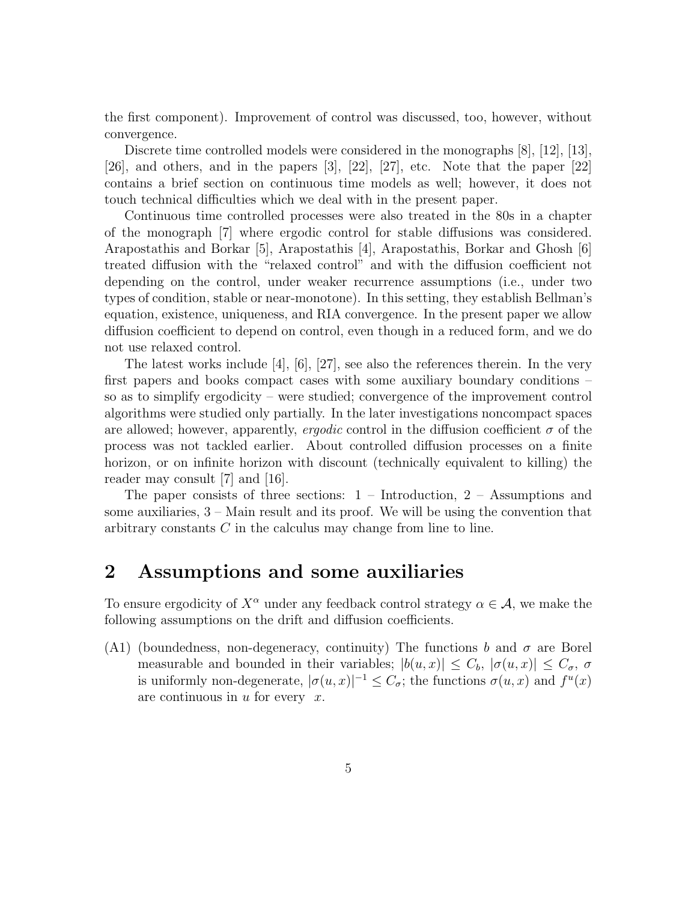the first component). Improvement of control was discussed, too, however, without convergence.

Discrete time controlled models were considered in the monographs [8], [12], [13], [26], and others, and in the papers [3], [22], [27], etc. Note that the paper [22] contains a brief section on continuous time models as well; however, it does not touch technical difficulties which we deal with in the present paper.

Continuous time controlled processes were also treated in the 80s in a chapter of the monograph [7] where ergodic control for stable diffusions was considered. Arapostathis and Borkar [5], Arapostathis [4], Arapostathis, Borkar and Ghosh [6] treated diffusion with the "relaxed control" and with the diffusion coefficient not depending on the control, under weaker recurrence assumptions (i.e., under two types of condition, stable or near-monotone). In this setting, they establish Bellman's equation, existence, uniqueness, and RIA convergence. In the present paper we allow diffusion coefficient to depend on control, even though in a reduced form, and we do not use relaxed control.

The latest works include [4], [6], [27], see also the references therein. In the very first papers and books compact cases with some auxiliary boundary conditions – so as to simplify ergodicity – were studied; convergence of the improvement control algorithms were studied only partially. In the later investigations noncompact spaces are allowed; however, apparently, *ergodic* control in the diffusion coefficient $\sigma$ of the process was not tackled earlier. About controlled diffusion processes on a finite horizon, or on infinite horizon with discount (technically equivalent to killing) the reader may consult [7] and [16].

The paper consists of three sections: 1 – Introduction, 2 – Assumptions and some auxiliaries, 3 – Main result and its proof. We will be using the convention that arbitrary constants $C$ in the calculus may change from line to line.

## 2 Assumptions and some auxiliaries

To ensure ergodicity of $X^\alpha$ under any feedback control strategy $\alpha \in \mathcal{A}$, we make the following assumptions on the drift and diffusion coefficients.

(A1) (boundedness, non-degeneracy, continuity) The functions $b$ and $\sigma$ are Borel measurable and bounded in their variables; $|b(u,x)| \le C_b$, $|\sigma(u,x)| \le C_\sigma$, $\sigma$ is uniformly non-degenerate, $|\sigma(u,x)|^{-1} \le C_\sigma$; the functions $\sigma(u,x)$ and $f^u(x)$ are continuous in $u$ for every $x$.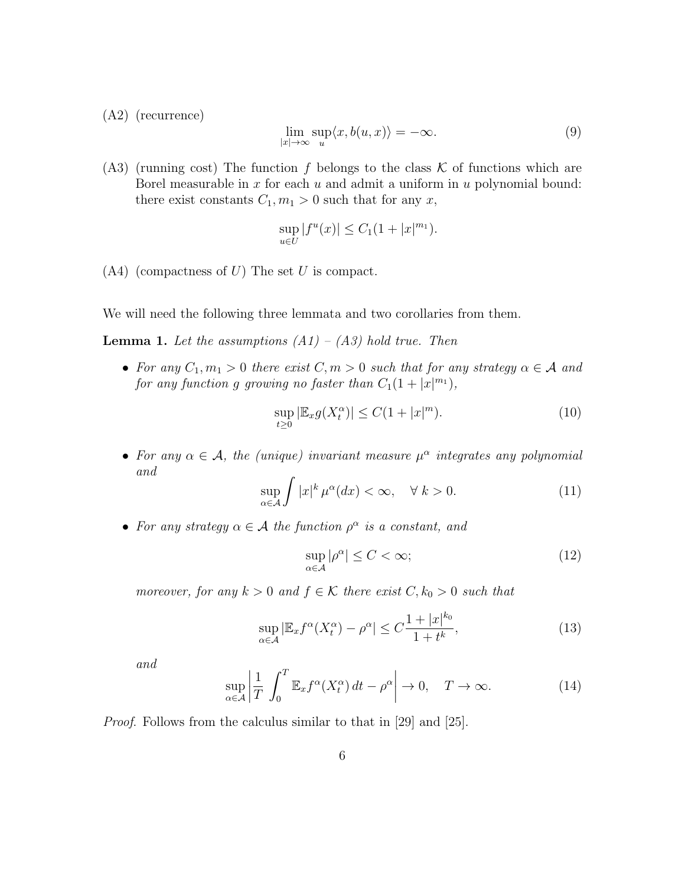(A2) (recurrence)

$$\lim_{|x|\to\infty} \sup_u \langle x, b(u,x)\rangle = -\infty. \tag{9}$$

(A3) (running cost) The function $f$ belongs to the class $\mathcal{K}$ of functions which are Borel measurable in $x$ for each $u$ and admit a uniform in $u$ polynomial bound: there exist constants $C_1, m_1 > 0$ such that for any $x$,

$$\sup_{u\in U} |f^u(x)| \le C_1(1+|x|^{m_1}).$$

(A4) (compactness of $U$) The set $U$ is compact.

We will need the following three lemmata and two corollaries from them.

**Lemma 1.** *Let the assumptions (A1) – (A3) hold true. Then*

- *For any $C_1, m_1 > 0$ there exist $C, m > 0$ such that for any strategy $\alpha \in \mathcal{A}$ and for any function $g$ growing no faster than $C_1(1+|x|^{m_1})$,*

$$\sup_{t\ge 0} |\mathbb{E}_x g(X_t^\alpha)| \le C(1+|x|^m). \tag{10}$$

- *For any $\alpha \in \mathcal{A}$, the (unique) invariant measure $\mu^\alpha$ integrates any polynomial and*

$$\sup_{\alpha\in\mathcal{A}} \int |x|^k \,\mu^\alpha(dx) < \infty, \quad \forall\ k > 0. \tag{11}$$

- *For any strategy $\alpha \in \mathcal{A}$ the function $\rho^\alpha$ is a constant, and*

$$\sup_{\alpha\in\mathcal{A}} |\rho^\alpha| \le C < \infty; \tag{12}$$

  *moreover, for any $k > 0$ and $f \in \mathcal{K}$ there exist $C, k_0 > 0$ such that*

$$\sup_{\alpha\in\mathcal{A}} |\mathbb{E}_x f^\alpha(X_t^\alpha) - \rho^\alpha| \le C\frac{1+|x|^{k_0}}{1+t^k}, \tag{13}$$

  *and*

$$\sup_{\alpha\in\mathcal{A}} \left| \frac{1}{T} \int_0^T \mathbb{E}_x f^\alpha(X_t^\alpha)\, dt - \rho^\alpha \right| \to 0, \quad T \to \infty. \tag{14}$$

*Proof.* Follows from the calculus similar to that in [29] and [25].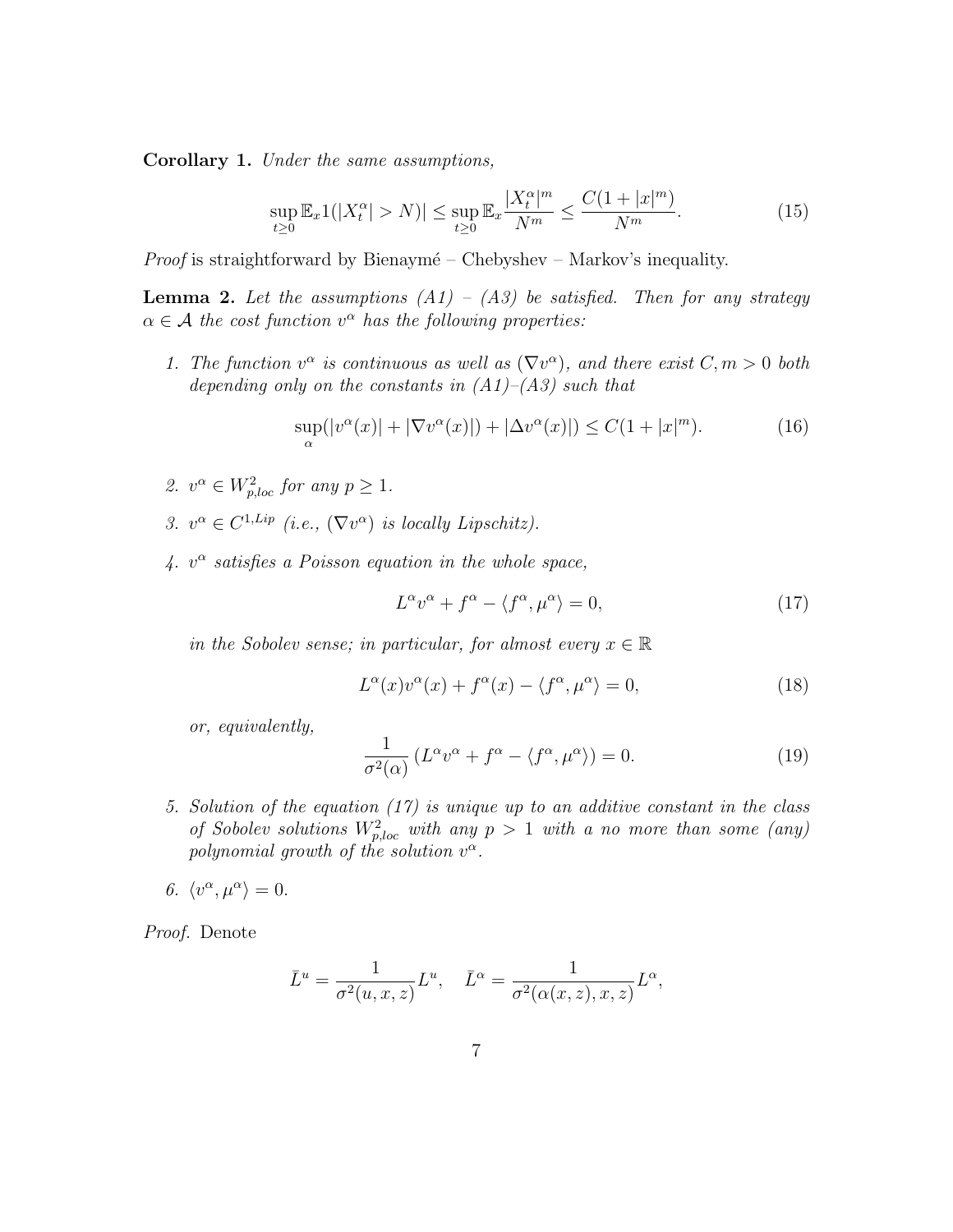**Corollary 1.** *Under the same assumptions,*

$$\sup_{t\geq 0}\mathbb{E}_x 1(|X_t^\alpha| > N)| \leq \sup_{t\geq 0}\mathbb{E}_x \frac{|X_t^\alpha|^m}{N^m} \leq \frac{C(1+|x|^m)}{N^m}. \tag{15}$$

*Proof* is straightforward by Bienaymé – Chebyshev – Markov's inequality.

**Lemma 2.** *Let the assumptions (A1) – (A3) be satisfied. Then for any strategy $\alpha \in \mathcal{A}$ the cost function $v^\alpha$ has the following properties:*

1. *The function $v^\alpha$ is continuous as well as $(\nabla v^\alpha)$, and there exist $C, m > 0$ both depending only on the constants in (A1)–(A3) such that*

$$\sup_\alpha(|v^\alpha(x)| + |\nabla v^\alpha(x)|) + |\Delta v^\alpha(x)|) \leq C(1+|x|^m). \tag{16}$$

2. *$v^\alpha \in W^2_{p,loc}$ for any $p \geq 1$.*

3. *$v^\alpha \in C^{1,Lip}$ (i.e., $(\nabla v^\alpha)$ is locally Lipschitz).*

4. *$v^\alpha$ satisfies a Poisson equation in the whole space,*

$$L^\alpha v^\alpha + f^\alpha - \langle f^\alpha, \mu^\alpha\rangle = 0, \tag{17}$$

   *in the Sobolev sense; in particular, for almost every $x \in \mathbb{R}$*

$$L^\alpha(x) v^\alpha(x) + f^\alpha(x) - \langle f^\alpha, \mu^\alpha\rangle = 0, \tag{18}$$

   *or, equivalently,*

$$\frac{1}{\sigma^2(\alpha)}\left(L^\alpha v^\alpha + f^\alpha - \langle f^\alpha, \mu^\alpha\rangle\right) = 0. \tag{19}$$

5. *Solution of the equation (17) is unique up to an additive constant in the class of Sobolev solutions $W^2_{p,loc}$ with any $p > 1$ with a no more than some (any) polynomial growth of the solution $v^\alpha$.*

6. *$\langle v^\alpha, \mu^\alpha\rangle = 0$.*

*Proof.* Denote

$$\bar{L}^u = \frac{1}{\sigma^2(u,x,z)}L^u, \quad \bar{L}^\alpha = \frac{1}{\sigma^2(\alpha(x,z),x,z)}L^\alpha,$$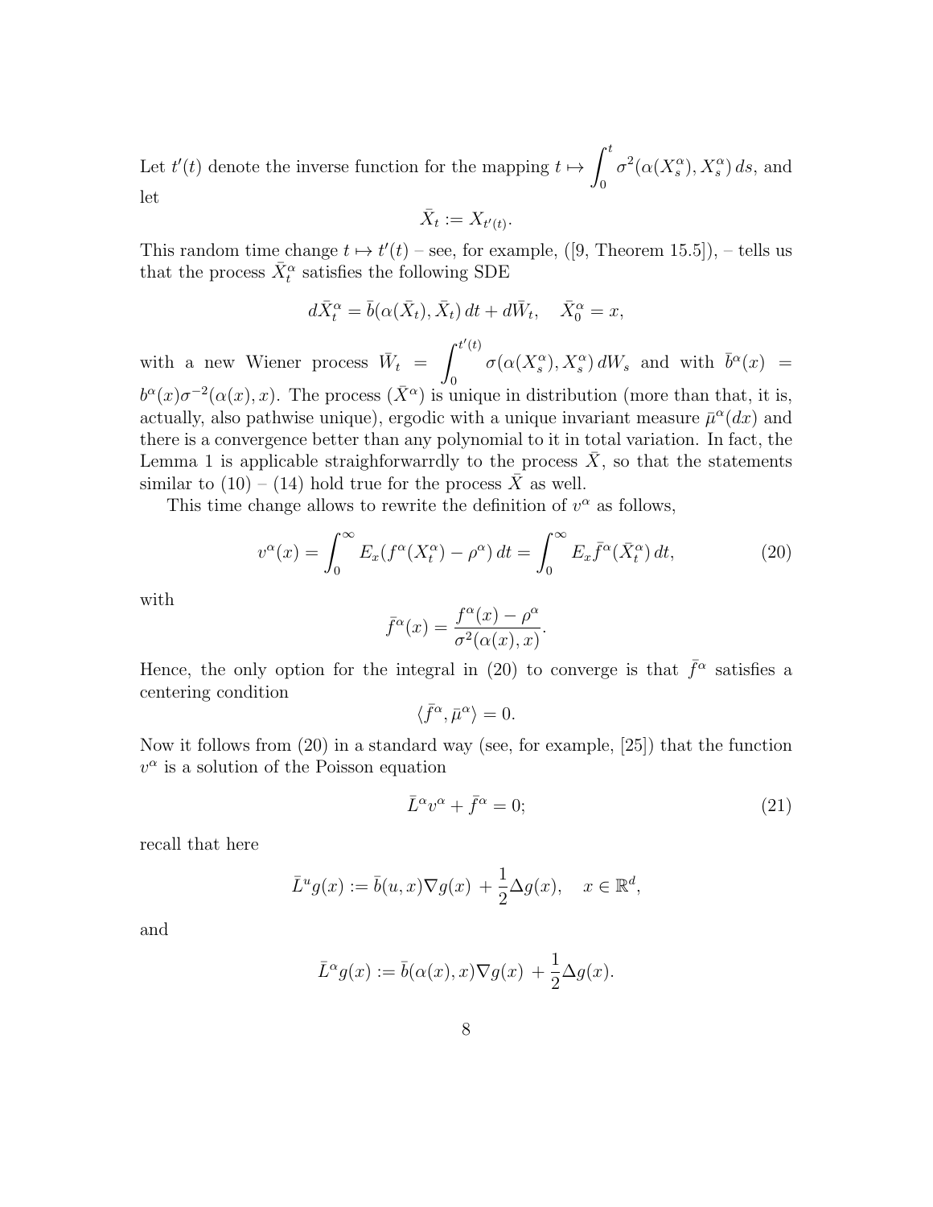Let $t'(t)$ denote the inverse function for the mapping $t \mapsto \displaystyle\int_0^t \sigma^2(\alpha(X_s^\alpha), X_s^\alpha)\, ds$, and let

$$\bar{X}_t := X_{t'(t)}.$$

This random time change $t \mapsto t'(t)$ – see, for example, ([9, Theorem 15.5]), – tells us that the process $\bar{X}_t^\alpha$ satisfies the following SDE

$$d\bar{X}_t^\alpha = \bar{b}(\alpha(\bar{X}_t), \bar{X}_t)\, dt + d\bar{W}_t, \quad \bar{X}_0^\alpha = x,$$

with a new Wiener process $\bar{W}_t = \displaystyle\int_0^{t'(t)} \sigma(\alpha(X_s^\alpha), X_s^\alpha)\, dW_s$ and with $\bar{b}^\alpha(x) = b^\alpha(x)\sigma^{-2}(\alpha(x), x)$. The process $(\bar{X}^\alpha)$ is unique in distribution (more than that, it is, actually, also pathwise unique), ergodic with a unique invariant measure $\bar{\mu}^\alpha(dx)$ and there is a convergence better than any polynomial to it in total variation. In fact, the Lemma 1 is applicable straighforwarrdly to the process $\bar{X}$, so that the statements similar to (10) – (14) hold true for the process $\bar{X}$ as well.

This time change allows to rewrite the definition of $v^\alpha$ as follows,

$$v^\alpha(x) = \int_0^\infty E_x(f^\alpha(X_t^\alpha) - \rho^\alpha)\, dt = \int_0^\infty E_x \bar{f}^\alpha(\bar{X}_t^\alpha)\, dt, \tag{20}$$

with

$$\bar{f}^\alpha(x) = \frac{f^\alpha(x) - \rho^\alpha}{\sigma^2(\alpha(x), x)}.$$

Hence, the only option for the integral in (20) to converge is that $\bar{f}^\alpha$ satisfies a centering condition

$$\langle \bar{f}^\alpha, \bar{\mu}^\alpha \rangle = 0.$$

Now it follows from (20) in a standard way (see, for example, [25]) that the function $v^\alpha$ is a solution of the Poisson equation

$$\bar{L}^\alpha v^\alpha + \bar{f}^\alpha = 0; \tag{21}$$

recall that here

$$\bar{L}^u g(x) := \bar{b}(u, x)\nabla g(x) + \frac{1}{2}\Delta g(x), \quad x \in \mathbb{R}^d,$$

and

$$\bar{L}^\alpha g(x) := \bar{b}(\alpha(x), x)\nabla g(x) + \frac{1}{2}\Delta g(x).$$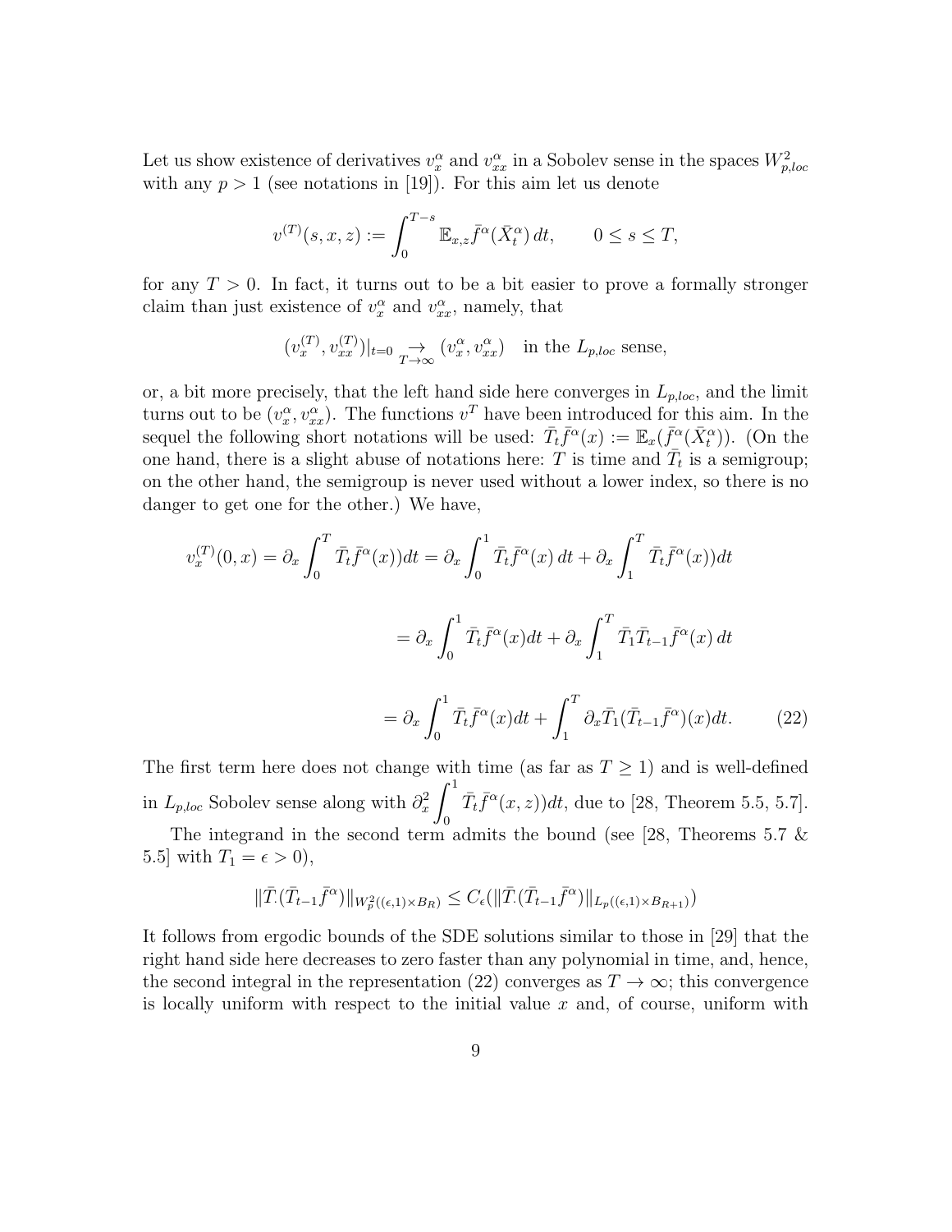Let us show existence of derivatives $v^\alpha_x$ and $v^\alpha_{xx}$ in a Sobolev sense in the spaces $W^2_{p,loc}$ with any $p > 1$ (see notations in [19]). For this aim let us denote

$$v^{(T)}(s, x, z) := \int_0^{T-s} \mathbb{E}_{x,z} \bar{f}^\alpha(\bar{X}^\alpha_t)\, dt, \qquad 0 \le s \le T,$$

for any $T > 0$. In fact, it turns out to be a bit easier to prove a formally stronger claim than just existence of $v^\alpha_x$ and $v^\alpha_{xx}$, namely, that

$$(v^{(T)}_x, v^{(T)}_{xx})|_{t=0} \underset{T\to\infty}{\to} (v^\alpha_x, v^\alpha_{xx}) \quad \text{in the } L_{p,loc} \text{ sense},$$

or, a bit more precisely, that the left hand side here converges in $L_{p,loc}$, and the limit turns out to be $(v^\alpha_x, v^\alpha_{xx})$. The functions $v^T$ have been introduced for this aim. In the sequel the following short notations will be used: $\bar{T}_t \bar{f}^\alpha(x) := \mathbb{E}_x(\bar{f}^\alpha(\bar{X}^\alpha_t))$. (On the one hand, there is a slight abuse of notations here: $T$ is time and $\bar{T}_t$ is a semigroup; on the other hand, the semigroup is never used without a lower index, so there is no danger to get one for the other.) We have,

$$\begin{aligned}
v^{(T)}_x(0, x) = \partial_x \int_0^T \bar{T}_t \bar{f}^\alpha(x))dt &= \partial_x \int_0^1 \bar{T}_t \bar{f}^\alpha(x)\, dt + \partial_x \int_1^T \bar{T}_t \bar{f}^\alpha(x))dt \\
&= \partial_x \int_0^1 \bar{T}_t \bar{f}^\alpha(x) dt + \partial_x \int_1^T \bar{T}_1 \bar{T}_{t-1} \bar{f}^\alpha(x)\, dt \\
&= \partial_x \int_0^1 \bar{T}_t \bar{f}^\alpha(x) dt + \int_1^T \partial_x \bar{T}_1 (\bar{T}_{t-1} \bar{f}^\alpha)(x) dt. \qquad (22)
\end{aligned}$$

The first term here does not change with time (as far as $T \ge 1$) and is well-defined in $L_{p,loc}$ Sobolev sense along with $\partial^2_x \displaystyle\int_0^1 \bar{T}_t \bar{f}^\alpha(x, z))dt$, due to [28, Theorem 5.5, 5.7].

The integrand in the second term admits the bound (see [28, Theorems 5.7 & 5.5] with $T_1 = \epsilon > 0$),

$$\|\bar{T}_\cdot(\bar{T}_{t-1}\bar{f}^\alpha)\|_{W^2_p((\epsilon,1)\times B_R)} \le C_\epsilon (\|\bar{T}_\cdot(\bar{T}_{t-1}\bar{f}^\alpha)\|_{L_p((\epsilon,1)\times B_{R+1})})$$

It follows from ergodic bounds of the SDE solutions similar to those in [29] that the right hand side here decreases to zero faster than any polynomial in time, and, hence, the second integral in the representation (22) converges as $T \to \infty$; this convergence is locally uniform with respect to the initial value $x$ and, of course, uniform with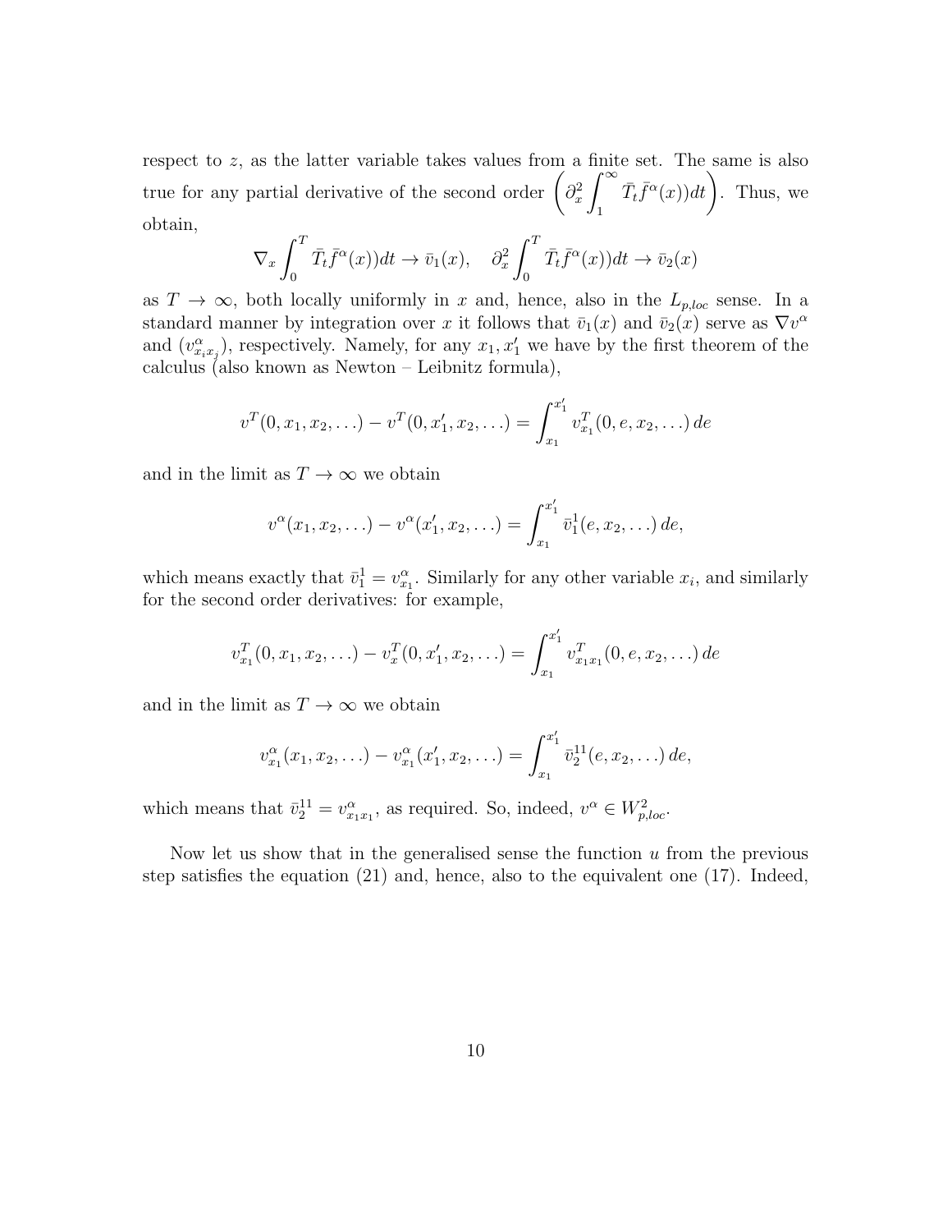respect to $z$, as the latter variable takes values from a finite set. The same is also true for any partial derivative of the second order $\left(\partial_x^2 \int_1^\infty \bar{T}_t \bar{f}^\alpha(x))dt\right)$. Thus, we obtain,

$$\nabla_x \int_0^T \bar{T}_t \bar{f}^\alpha(x))dt \to \bar{v}_1(x), \quad \partial_x^2 \int_0^T \bar{T}_t \bar{f}^\alpha(x))dt \to \bar{v}_2(x)$$

as $T \to \infty$, both locally uniformly in $x$ and, hence, also in the $L_{p,loc}$ sense. In a standard manner by integration over $x$ it follows that $\bar{v}_1(x)$ and $\bar{v}_2(x)$ serve as $\nabla v^\alpha$ and $(v^\alpha_{x_i x_j})$, respectively. Namely, for any $x_1, x_1'$ we have by the first theorem of the calculus (also known as Newton – Leibnitz formula),

$$v^T(0, x_1, x_2, \ldots) - v^T(0, x_1', x_2, \ldots) = \int_{x_1}^{x_1'} v^T_{x_1}(0, e, x_2, \ldots)\, de$$

and in the limit as $T \to \infty$ we obtain

$$v^\alpha(x_1, x_2, \ldots) - v^\alpha(x_1', x_2, \ldots) = \int_{x_1}^{x_1'} \bar{v}_1^1(e, x_2, \ldots)\, de,$$

which means exactly that $\bar{v}_1^1 = v^\alpha_{x_1}$. Similarly for any other variable $x_i$, and similarly for the second order derivatives: for example,

$$v^T_{x_1}(0, x_1, x_2, \ldots) - v^T_x(0, x_1', x_2, \ldots) = \int_{x_1}^{x_1'} v^T_{x_1 x_1}(0, e, x_2, \ldots)\, de$$

and in the limit as $T \to \infty$ we obtain

$$v^\alpha_{x_1}(x_1, x_2, \ldots) - v^\alpha_{x_1}(x_1', x_2, \ldots) = \int_{x_1}^{x_1'} \bar{v}_2^{11}(e, x_2, \ldots)\, de,$$

which means that $\bar{v}_2^{11} = v^\alpha_{x_1 x_1}$, as required. So, indeed, $v^\alpha \in W^2_{p,loc}$.

Now let us show that in the generalised sense the function $u$ from the previous step satisfies the equation (21) and, hence, also to the equivalent one (17). Indeed,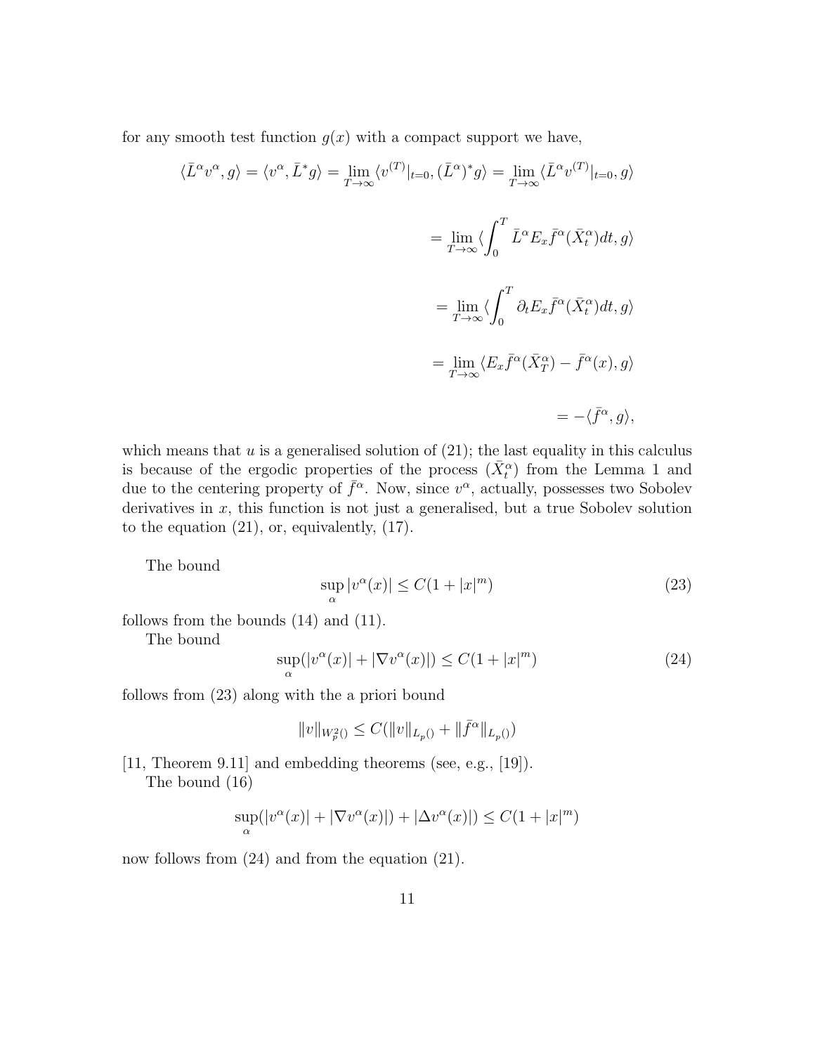for any smooth test function $g(x)$ with a compact support we have,

$$
\begin{aligned}
\langle \bar L^\alpha v^\alpha, g\rangle = \langle v^\alpha, \bar L^* g\rangle = \lim_{T\to\infty} \langle v^{(T)}|_{t=0}, (\bar L^\alpha)^* g\rangle = \lim_{T\to\infty} \langle \bar L^\alpha v^{(T)}|_{t=0}, g\rangle \\
= \lim_{T\to\infty} \langle \int_0^T \bar L^\alpha E_x \bar f^\alpha(\bar X_t^\alpha) dt, g\rangle \\
= \lim_{T\to\infty} \langle \int_0^T \partial_t E_x \bar f^\alpha(\bar X_t^\alpha) dt, g\rangle \\
= \lim_{T\to\infty} \langle E_x \bar f^\alpha(\bar X_T^\alpha) - \bar f^\alpha(x), g\rangle \\
= -\langle \bar f^\alpha, g\rangle,
\end{aligned}
$$

which means that $u$ is a generalised solution of (21); the last equality in this calculus is because of the ergodic properties of the process $(\bar X_t^\alpha)$ from the Lemma 1 and due to the centering property of $\bar f^\alpha$. Now, since $v^\alpha$, actually, possesses two Sobolev derivatives in $x$, this function is not just a generalised, but a true Sobolev solution to the equation (21), or, equivalently, (17).

The bound

$$
\sup_\alpha |v^\alpha(x)| \le C(1+|x|^m) \tag{23}
$$

follows from the bounds (14) and (11).

The bound

$$
\sup_\alpha (|v^\alpha(x)| + |\nabla v^\alpha(x)|) \le C(1+|x|^m) \tag{24}
$$

follows from (23) along with the a priori bound

$$
\|v\|_{W^2_p()} \le C(\|v\|_{L_p()} + \|\bar f^\alpha\|_{L_p()})
$$

[11, Theorem 9.11] and embedding theorems (see, e.g., [19]).

The bound (16)

$$
\sup_\alpha (|v^\alpha(x)| + |\nabla v^\alpha(x)|) + |\Delta v^\alpha(x)|) \le C(1+|x|^m)
$$

now follows from (24) and from the equation (21).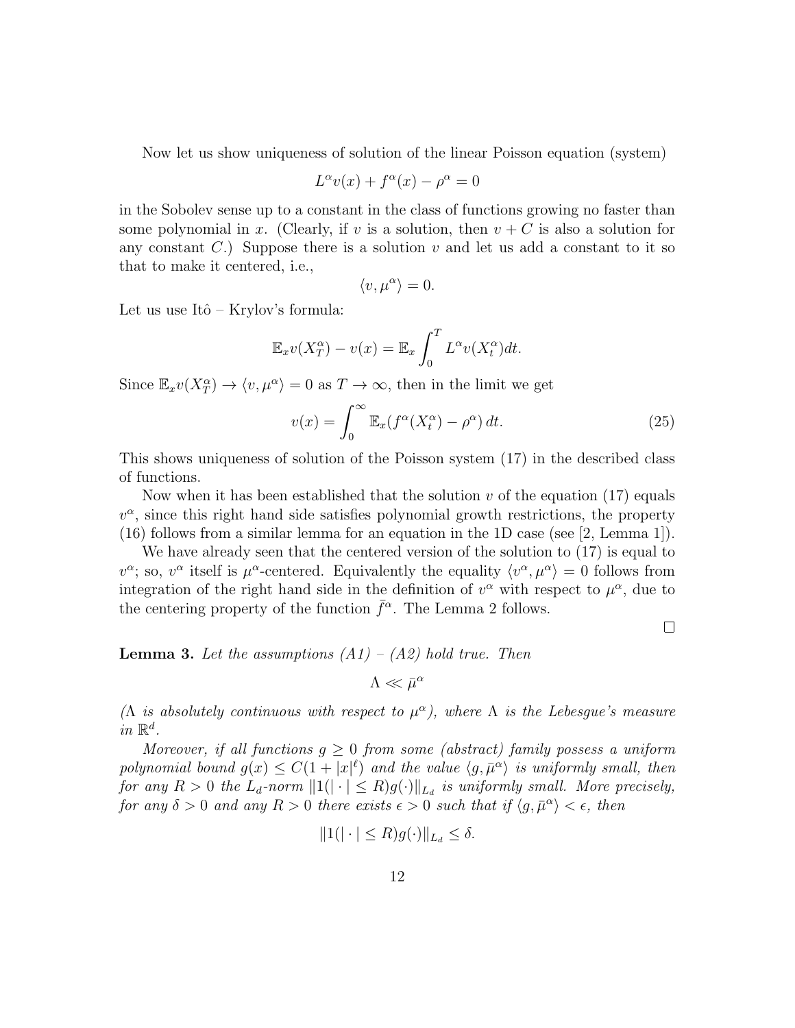Now let us show uniqueness of solution of the linear Poisson equation (system)

$$L^\alpha v(x) + f^\alpha(x) - \rho^\alpha = 0$$

in the Sobolev sense up to a constant in the class of functions growing no faster than some polynomial in $x$. (Clearly, if $v$ is a solution, then $v + C$ is also a solution for any constant $C$.) Suppose there is a solution $v$ and let us add a constant to it so that to make it centered, i.e.,

$$\langle v, \mu^\alpha \rangle = 0.$$

Let us use Itô – Krylov's formula:

$$\mathbb{E}_x v(X_T^\alpha) - v(x) = \mathbb{E}_x \int_0^T L^\alpha v(X_t^\alpha) dt.$$

Since $\mathbb{E}_x v(X_T^\alpha) \to \langle v, \mu^\alpha \rangle = 0$ as $T \to \infty$, then in the limit we get

$$v(x) = \int_0^\infty \mathbb{E}_x (f^\alpha(X_t^\alpha) - \rho^\alpha) \, dt. \tag{25}$$

This shows uniqueness of solution of the Poisson system (17) in the described class of functions.

Now when it has been established that the solution $v$ of the equation (17) equals $v^\alpha$, since this right hand side satisfies polynomial growth restrictions, the property (16) follows from a similar lemma for an equation in the 1D case (see [2, Lemma 1]).

We have already seen that the centered version of the solution to (17) is equal to $v^\alpha$; so, $v^\alpha$ itself is $\mu^\alpha$-centered. Equivalently the equality $\langle v^\alpha, \mu^\alpha \rangle = 0$ follows from integration of the right hand side in the definition of $v^\alpha$ with respect to $\mu^\alpha$, due to the centering property of the function $\bar{f}^\alpha$. The Lemma 2 follows.

∎

**Lemma 3.** *Let the assumptions (A1) – (A2) hold true. Then*

$$\Lambda \ll \bar{\mu}^\alpha$$

*($\Lambda$ is absolutely continuous with respect to $\mu^\alpha$), where $\Lambda$ is the Lebesgue's measure in $\mathbb{R}^d$.*

*Moreover, if all functions $g \geq 0$ from some (abstract) family possess a uniform polynomial bound $g(x) \leq C(1 + |x|^\ell)$ and the value $\langle g, \bar{\mu}^\alpha \rangle$ is uniformly small, then for any $R > 0$ the $L_d$-norm $\|1(|\cdot| \leq R) g(\cdot)\|_{L_d}$ is uniformly small. More precisely, for any $\delta > 0$ and any $R > 0$ there exists $\epsilon > 0$ such that if $\langle g, \bar{\mu}^\alpha \rangle < \epsilon$, then*

$$\|1(|\cdot| \leq R) g(\cdot)\|_{L_d} \leq \delta.$$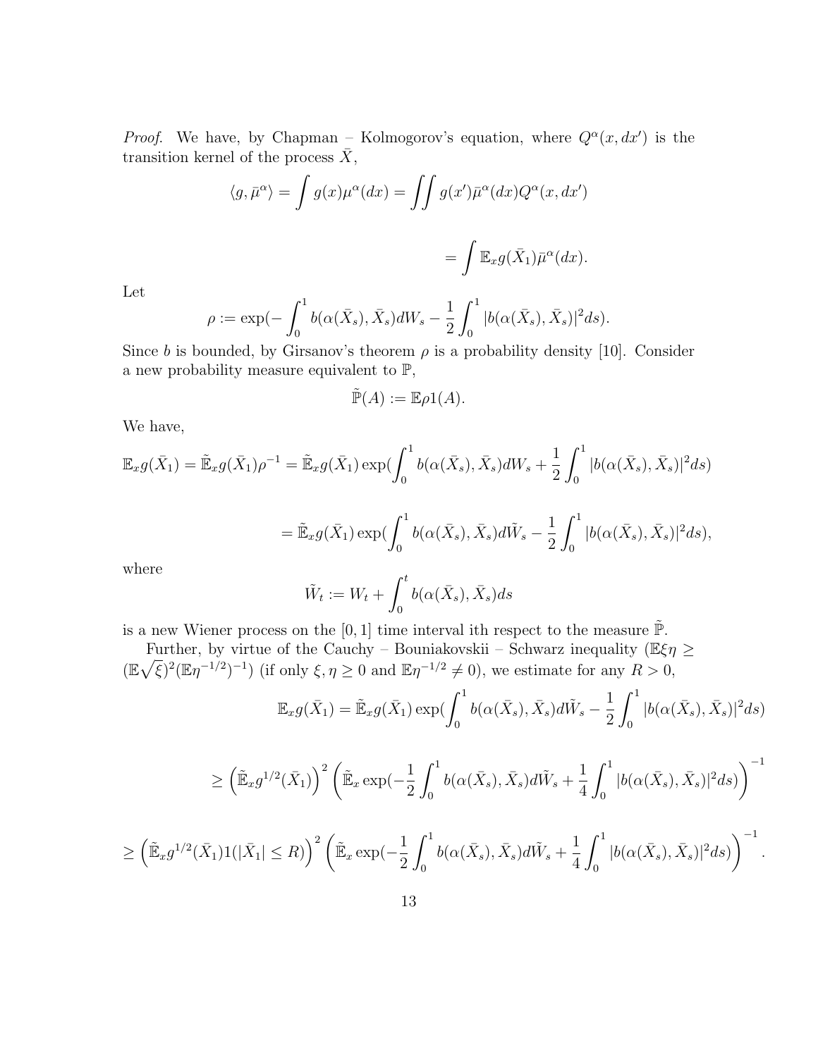*Proof.* We have, by Chapman – Kolmogorov's equation, where $Q^\alpha(x, dx')$ is the transition kernel of the process $\bar X$,

$$\langle g, \bar\mu^\alpha\rangle = \int g(x)\mu^\alpha(dx) = \iint g(x')\bar\mu^\alpha(dx)Q^\alpha(x, dx')$$

$$= \int \mathbb{E}_x g(\bar X_1)\bar\mu^\alpha(dx).$$

Let

$$\rho := \exp(-\int_0^1 b(\alpha(\bar X_s), \bar X_s)dW_s - \frac{1}{2}\int_0^1 |b(\alpha(\bar X_s), \bar X_s)|^2 ds).$$

Since $b$ is bounded, by Girsanov's theorem $\rho$ is a probability density [10]. Consider a new probability measure equivalent to $\mathbb{P}$,

$$\tilde{\mathbb{P}}(A) := \mathbb{E}\rho 1(A).$$

We have,

$$\mathbb{E}_x g(\bar X_1) = \tilde{\mathbb{E}}_x g(\bar X_1)\rho^{-1} = \tilde{\mathbb{E}}_x g(\bar X_1)\exp(\int_0^1 b(\alpha(\bar X_s), \bar X_s)dW_s + \frac{1}{2}\int_0^1 |b(\alpha(\bar X_s), \bar X_s)|^2 ds)$$

$$= \tilde{\mathbb{E}}_x g(\bar X_1)\exp(\int_0^1 b(\alpha(\bar X_s), \bar X_s)d\tilde W_s - \frac{1}{2}\int_0^1 |b(\alpha(\bar X_s), \bar X_s)|^2 ds),$$

where

$$\tilde W_t := W_t + \int_0^t b(\alpha(\bar X_s), \bar X_s)ds$$

is a new Wiener process on the $[0, 1]$ time interval ith respect to the measure $\tilde{\mathbb{P}}$.

Further, by virtue of the Cauchy – Bouniakovskii – Schwarz inequality ($\mathbb{E}\xi\eta \geq (\mathbb{E}\sqrt{\xi})^2(\mathbb{E}\eta^{-1/2})^{-1}$) (if only $\xi, \eta \geq 0$ and $\mathbb{E}\eta^{-1/2} \neq 0$), we estimate for any $R > 0$,

$$\mathbb{E}_x g(\bar X_1) = \tilde{\mathbb{E}}_x g(\bar X_1)\exp(\int_0^1 b(\alpha(\bar X_s), \bar X_s)d\tilde W_s - \frac{1}{2}\int_0^1 |b(\alpha(\bar X_s), \bar X_s)|^2 ds)$$

$$\geq \left(\tilde{\mathbb{E}}_x g^{1/2}(\bar X_1)\right)^2 \left(\tilde{\mathbb{E}}_x \exp(-\frac{1}{2}\int_0^1 b(\alpha(\bar X_s), \bar X_s)d\tilde W_s + \frac{1}{4}\int_0^1 |b(\alpha(\bar X_s), \bar X_s)|^2 ds)\right)^{-1}$$

$$\geq \left(\tilde{\mathbb{E}}_x g^{1/2}(\bar X_1)1(|\bar X_1| \leq R)\right)^2 \left(\tilde{\mathbb{E}}_x \exp(-\frac{1}{2}\int_0^1 b(\alpha(\bar X_s), \bar X_s)d\tilde W_s + \frac{1}{4}\int_0^1 |b(\alpha(\bar X_s), \bar X_s)|^2 ds)\right)^{-1}.$$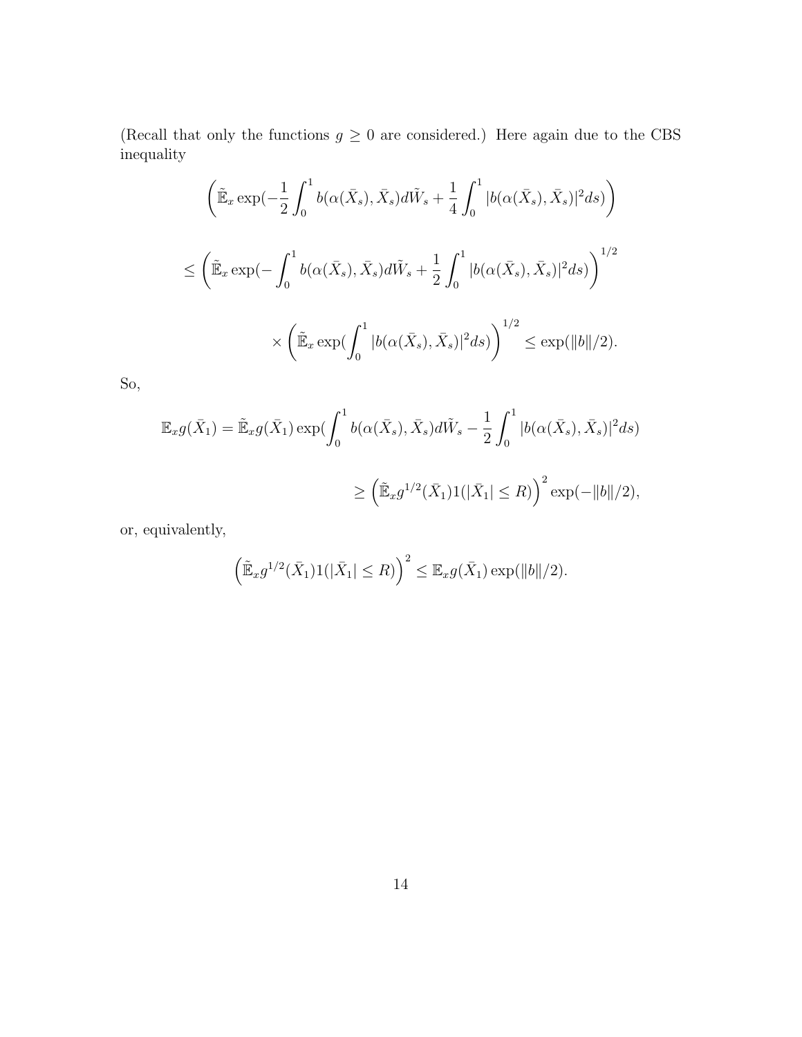(Recall that only the functions $g \geq 0$ are considered.) Here again due to the CBS inequality

$$
\left(\tilde{\mathbb{E}}_x \exp(-\frac{1}{2}\int_0^1 b(\alpha(\bar{X}_s), \bar{X}_s) d\tilde{W}_s + \frac{1}{4}\int_0^1 |b(\alpha(\bar{X}_s), \bar{X}_s)|^2 ds)\right)
$$

$$
\leq \left(\tilde{\mathbb{E}}_x \exp(-\int_0^1 b(\alpha(\bar{X}_s), \bar{X}_s) d\tilde{W}_s + \frac{1}{2}\int_0^1 |b(\alpha(\bar{X}_s), \bar{X}_s)|^2 ds)\right)^{1/2}
$$

$$
\times \left(\tilde{\mathbb{E}}_x \exp(\int_0^1 |b(\alpha(\bar{X}_s), \bar{X}_s)|^2 ds)\right)^{1/2} \leq \exp(\|b\|/2).
$$

So,

$$
\mathbb{E}_x g(\bar{X}_1) = \tilde{\mathbb{E}}_x g(\bar{X}_1) \exp(\int_0^1 b(\alpha(\bar{X}_s), \bar{X}_s) d\tilde{W}_s - \frac{1}{2}\int_0^1 |b(\alpha(\bar{X}_s), \bar{X}_s)|^2 ds)
$$

$$
\geq \left(\tilde{\mathbb{E}}_x g^{1/2}(\bar{X}_1) 1(|\bar{X}_1| \leq R)\right)^2 \exp(-\|b\|/2),
$$

or, equivalently,

$$
\left(\tilde{\mathbb{E}}_x g^{1/2}(\bar{X}_1) 1(|\bar{X}_1| \leq R)\right)^2 \leq \mathbb{E}_x g(\bar{X}_1) \exp(\|b\|/2).
$$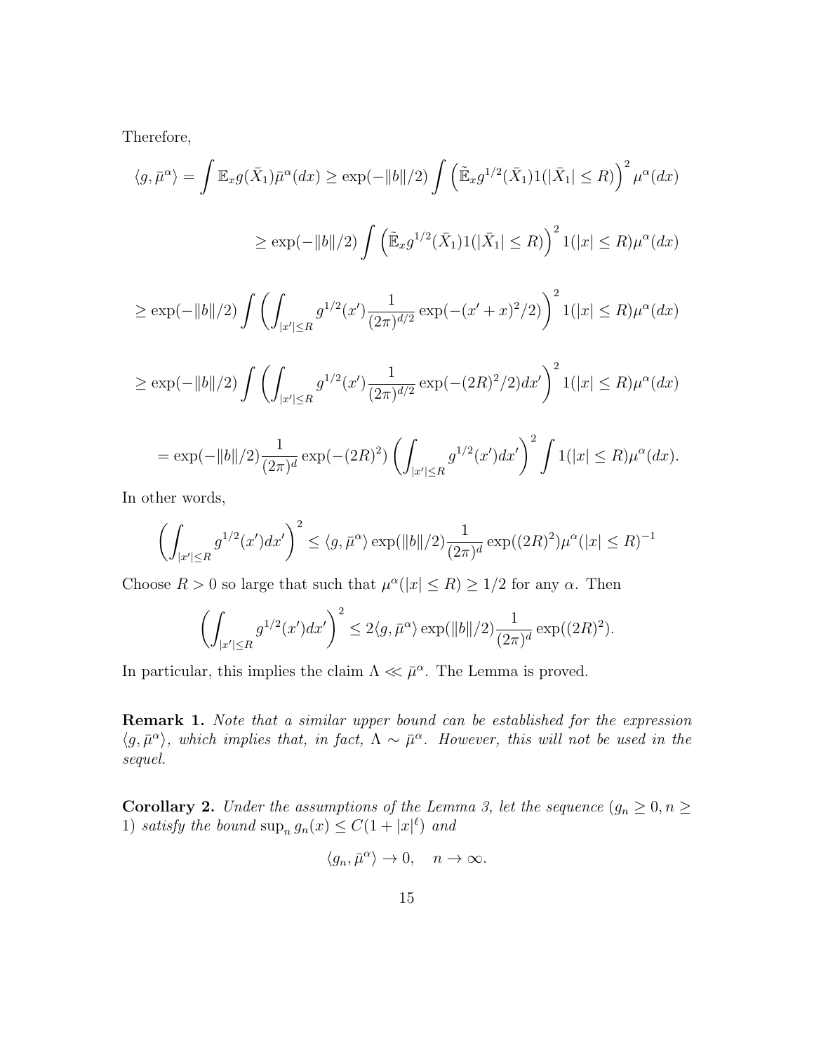Therefore,

$$\langle g, \bar\mu^\alpha\rangle = \int \mathbb{E}_x g(\bar X_1)\bar\mu^\alpha(dx) \ge \exp(-\|b\|/2)\int \left(\tilde{\mathbb{E}}_x g^{1/2}(\bar X_1) 1(|\bar X_1|\le R)\right)^2 \mu^\alpha(dx)$$

$$\ge \exp(-\|b\|/2)\int \left(\tilde{\mathbb{E}}_x g^{1/2}(\bar X_1) 1(|\bar X_1|\le R)\right)^2 1(|x|\le R)\mu^\alpha(dx)$$

$$\ge \exp(-\|b\|/2)\int \left(\int_{|x'|\le R} g^{1/2}(x')\frac{1}{(2\pi)^{d/2}}\exp(-(x'+x)^2/2)\right)^2 1(|x|\le R)\mu^\alpha(dx)$$

$$\ge \exp(-\|b\|/2)\int \left(\int_{|x'|\le R} g^{1/2}(x')\frac{1}{(2\pi)^{d/2}}\exp(-(2R)^2/2)dx'\right)^2 1(|x|\le R)\mu^\alpha(dx)$$

$$= \exp(-\|b\|/2)\frac{1}{(2\pi)^{d}}\exp(-(2R)^2)\left(\int_{|x'|\le R} g^{1/2}(x')dx'\right)^2 \int 1(|x|\le R)\mu^\alpha(dx).$$

In other words,

$$\left(\int_{|x'|\le R} g^{1/2}(x')dx'\right)^2 \le \langle g, \bar\mu^\alpha\rangle \exp(\|b\|/2)\frac{1}{(2\pi)^{d}}\exp((2R)^2)\mu^\alpha(|x|\le R)^{-1}$$

Choose $R>0$ so large that such that $\mu^\alpha(|x|\le R)\ge 1/2$ for any $\alpha$. Then

$$\left(\int_{|x'|\le R} g^{1/2}(x')dx'\right)^2 \le 2\langle g, \bar\mu^\alpha\rangle \exp(\|b\|/2)\frac{1}{(2\pi)^{d}}\exp((2R)^2).$$

In particular, this implies the claim $\Lambda \ll \bar\mu^\alpha$. The Lemma is proved.

**Remark 1.** *Note that a similar upper bound can be established for the expression $\langle g, \bar\mu^\alpha\rangle$, which implies that, in fact, $\Lambda \sim \bar\mu^\alpha$. However, this will not be used in the sequel.*

**Corollary 2.** *Under the assumptions of the Lemma 3, let the sequence $(g_n \ge 0, n\ge 1)$ satisfy the bound $\sup_n g_n(x) \le C(1+|x|^\ell)$ and*

$$\langle g_n, \bar\mu^\alpha\rangle \to 0, \quad n\to\infty.$$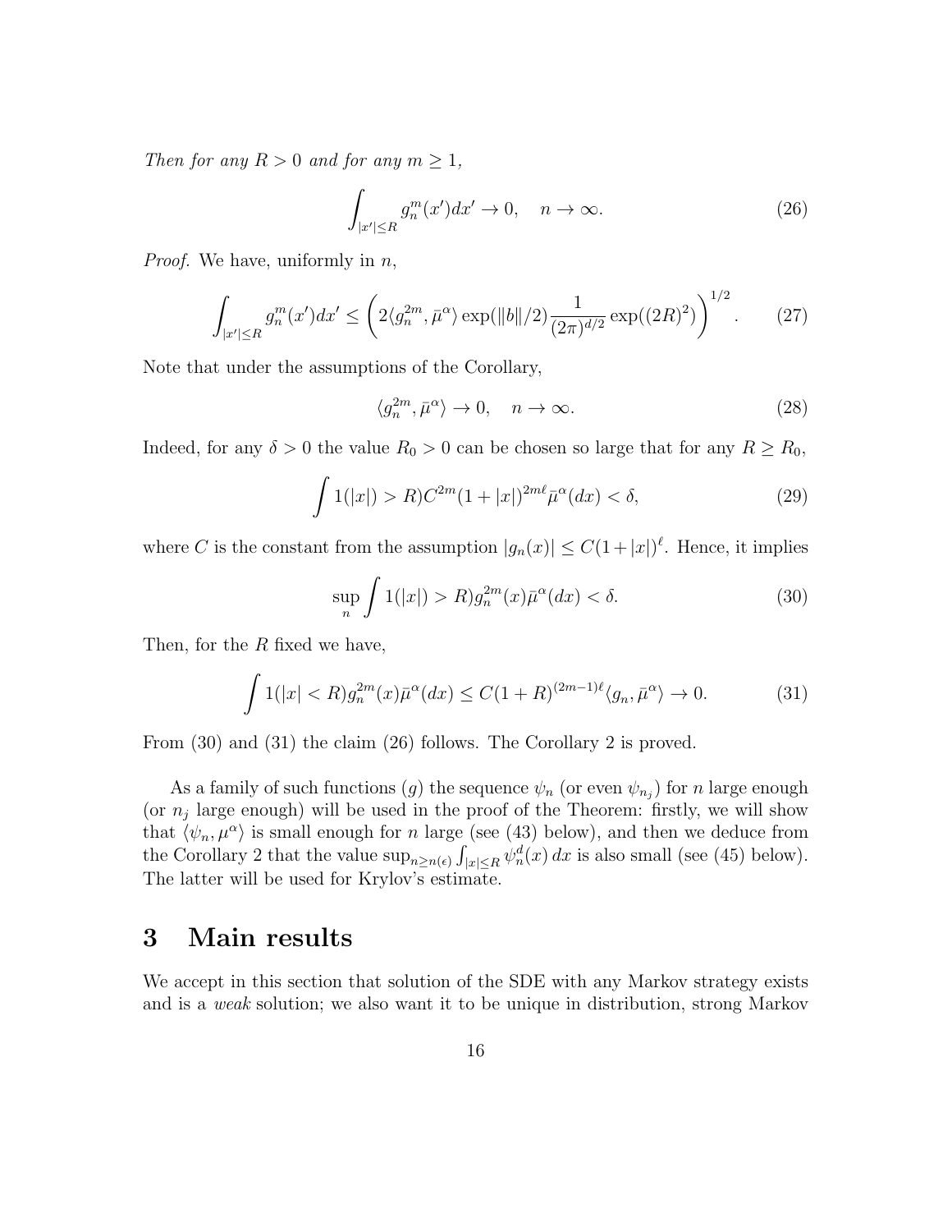*Then for any $R > 0$ and for any $m \geq 1$,*

$$\int_{|x'|\leq R} g_n^m(x')dx' \to 0, \quad n \to \infty. \tag{26}$$

*Proof.* We have, uniformly in $n$,

$$\int_{|x'|\leq R} g_n^m(x')dx' \leq \left( 2\langle g_n^{2m}, \bar{\mu}^\alpha \rangle \exp(\|b\|/2) \frac{1}{(2\pi)^{d/2}} \exp((2R)^2) \right)^{1/2}. \tag{27}$$

Note that under the assumptions of the Corollary,

$$\langle g_n^{2m}, \bar{\mu}^\alpha \rangle \to 0, \quad n \to \infty. \tag{28}$$

Indeed, for any $\delta > 0$ the value $R_0 > 0$ can be chosen so large that for any $R \geq R_0$,

$$\int 1(|x|) > R) C^{2m}(1 + |x|)^{2m\ell} \bar{\mu}^\alpha(dx) < \delta, \tag{29}$$

where $C$ is the constant from the assumption $|g_n(x)| \leq C(1+|x|)^\ell$. Hence, it implies

$$\sup_n \int 1(|x|) > R) g_n^{2m}(x) \bar{\mu}^\alpha(dx) < \delta. \tag{30}$$

Then, for the $R$ fixed we have,

$$\int 1(|x| < R) g_n^{2m}(x) \bar{\mu}^\alpha(dx) \leq C(1 + R)^{(2m-1)\ell} \langle g_n, \bar{\mu}^\alpha \rangle \to 0. \tag{31}$$

From (30) and (31) the claim (26) follows. The Corollary 2 is proved.

As a family of such functions $(g)$ the sequence $\psi_n$ (or even $\psi_{n_j}$) for $n$ large enough (or $n_j$ large enough) will be used in the proof of the Theorem: firstly, we will show that $\langle \psi_n, \mu^\alpha \rangle$ is small enough for $n$ large (see (43) below), and then we deduce from the Corollary 2 that the value $\sup_{n \geq n(\epsilon)} \int_{|x|\leq R} \psi_n^d(x)\, dx$ is also small (see (45) below). The latter will be used for Krylov's estimate.

# 3 Main results

We accept in this section that solution of the SDE with any Markov strategy exists and is a *weak* solution; we also want it to be unique in distribution, strong Markov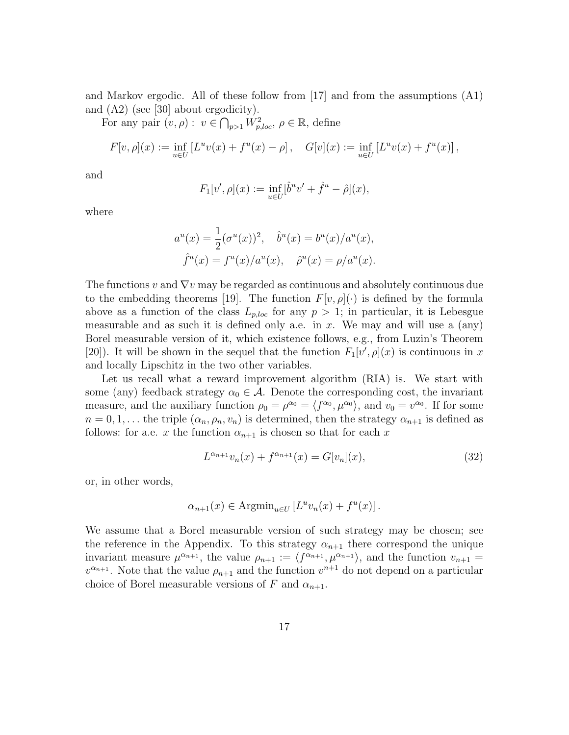and Markov ergodic. All of these follow from [17] and from the assumptions (A1) and (A2) (see [30] about ergodicity).

For any pair $(v, \rho): \ v \in \bigcap_{p>1} W^2_{p,loc}, \ \rho \in \mathbb{R}$, define

$$F[v,\rho](x) := \inf_{u \in U} \left[ L^u v(x) + f^u(x) - \rho \right], \quad G[v](x) := \inf_{u \in U} \left[ L^u v(x) + f^u(x) \right],$$

and

$$F_1[v', \rho](x) := \inf_{u \in U} [\hat{b}^u v' + \hat{f}^u - \hat{\rho}](x),$$

where

$$a^u(x) = \frac{1}{2}(\sigma^u(x))^2, \quad \hat{b}^u(x) = b^u(x)/a^u(x),$$
$$\hat{f}^u(x) = f^u(x)/a^u(x), \quad \hat{\rho}^u(x) = \rho/a^u(x).$$

The functions $v$ and $\nabla v$ may be regarded as continuous and absolutely continuous due to the embedding theorems [19]. The function $F[v,\rho](\cdot)$ is defined by the formula above as a function of the class $L_{p,loc}$ for any $p > 1$; in particular, it is Lebesgue measurable and as such it is defined only a.e. in $x$. We may and will use a (any) Borel measurable version of it, which existence follows, e.g., from Luzin's Theorem [20]). It will be shown in the sequel that the function $F_1[v', \rho](x)$ is continuous in $x$ and locally Lipschitz in the two other variables.

Let us recall what a reward improvement algorithm (RIA) is. We start with some (any) feedback strategy $\alpha_0 \in \mathcal{A}$. Denote the corresponding cost, the invariant measure, and the auxiliary function $\rho_0 = \rho^{\alpha_0} = \langle f^{\alpha_0}, \mu^{\alpha_0} \rangle$, and $v_0 = v^{\alpha_0}$. If for some $n = 0, 1, \ldots$ the triple $(\alpha_n, \rho_n, v_n)$ is determined, then the strategy $\alpha_{n+1}$ is defined as follows: for a.e. $x$ the function $\alpha_{n+1}$ is chosen so that for each $x$

$$L^{\alpha_{n+1}} v_n(x) + f^{\alpha_{n+1}}(x) = G[v_n](x), \tag{32}$$

or, in other words,

$$\alpha_{n+1}(x) \in \mathrm{Argmin}_{u \in U} \left[ L^u v_n(x) + f^u(x) \right].$$

We assume that a Borel measurable version of such strategy may be chosen; see the reference in the Appendix. To this strategy $\alpha_{n+1}$ there correspond the unique invariant measure $\mu^{\alpha_{n+1}}$, the value $\rho_{n+1} := \langle f^{\alpha_{n+1}}, \mu^{\alpha_{n+1}} \rangle$, and the function $v_{n+1} = v^{\alpha_{n+1}}$. Note that the value $\rho_{n+1}$ and the function $v^{n+1}$ do not depend on a particular choice of Borel measurable versions of $F$ and $\alpha_{n+1}$.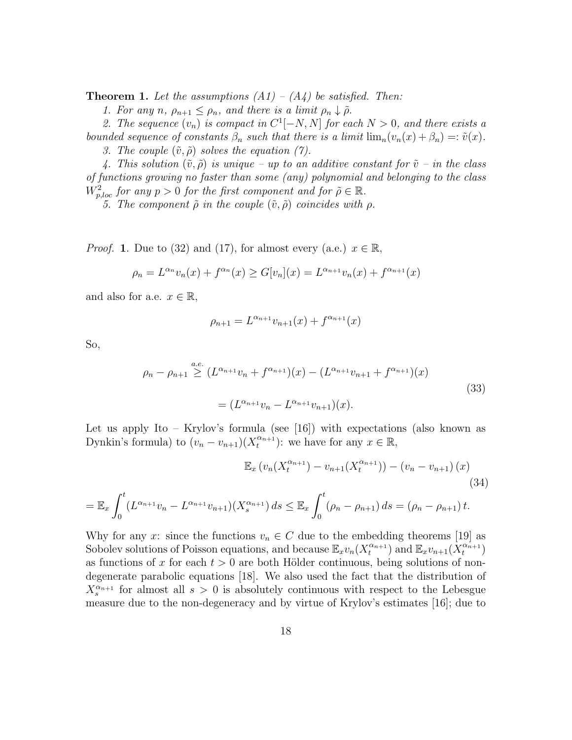**Theorem 1.** *Let the assumptions (A1) – (A4) be satisfied. Then:*

*1. For any $n$, $\rho_{n+1} \le \rho_n$, and there is a limit $\rho_n \downarrow \tilde\rho$.*

*2. The sequence $(v_n)$ is compact in $C^1[-N,N]$ for each $N>0$, and there exists a bounded sequence of constants $\beta_n$ such that there is a limit $\lim_n (v_n(x)+\beta_n) =: \tilde v(x)$.*

*3. The couple $(\tilde v, \tilde\rho)$ solves the equation (7).*

*4. This solution $(\tilde v, \tilde\rho)$ is unique – up to an additive constant for $\tilde v$ – in the class of functions growing no faster than some (any) polynomial and belonging to the class $W^2_{p,loc}$ for any $p>0$ for the first component and for $\tilde\rho \in \mathbb{R}$.*

*5. The component $\tilde\rho$ in the couple $(\tilde v, \tilde\rho)$ coincides with $\rho$.*

*Proof.* **1**. Due to (32) and (17), for almost every (a.e.) $x \in \mathbb{R}$,

$$\rho_n = L^{\alpha_n} v_n(x) + f^{\alpha_n}(x) \ge G[v_n](x) = L^{\alpha_{n+1}} v_n(x) + f^{\alpha_{n+1}}(x)$$

and also for a.e. $x \in \mathbb{R}$,

$$\rho_{n+1} = L^{\alpha_{n+1}} v_{n+1}(x) + f^{\alpha_{n+1}}(x)$$

So,

$$\begin{aligned}\rho_n - \rho_{n+1} &\overset{a.e.}{\ge} (L^{\alpha_{n+1}} v_n + f^{\alpha_{n+1}})(x) - (L^{\alpha_{n+1}} v_{n+1} + f^{\alpha_{n+1}})(x) \\ &= (L^{\alpha_{n+1}} v_n - L^{\alpha_{n+1}} v_{n+1})(x).\end{aligned} \tag{33}$$

Let us apply Ito – Krylov's formula (see [16]) with expectations (also known as Dynkin's formula) to $(v_n - v_{n+1})(X_t^{\alpha_{n+1}})$: we have for any $x \in \mathbb{R}$,

$$\mathbb{E}_x \left( v_n(X_t^{\alpha_{n+1}}) - v_{n+1}(X_t^{\alpha_{n+1}}) \right) - (v_n - v_{n+1})(x) \tag{34}$$

$$= \mathbb{E}_x \int_0^t (L^{\alpha_{n+1}} v_n - L^{\alpha_{n+1}} v_{n+1})(X_s^{\alpha_{n+1}})\, ds \le \mathbb{E}_x \int_0^t (\rho_n - \rho_{n+1})\, ds = (\rho_n - \rho_{n+1})\, t.$$

Why for any $x$: since the functions $v_n \in C$ due to the embedding theorems [19] as Sobolev solutions of Poisson equations, and because $\mathbb{E}_x v_n(X_t^{\alpha_{n+1}})$ and $\mathbb{E}_x v_{n+1}(X_t^{\alpha_{n+1}})$ as functions of $x$ for each $t>0$ are both Hölder continuous, being solutions of non-degenerate parabolic equations [18]. We also used the fact that the distribution of $X_s^{\alpha_{n+1}}$ for almost all $s>0$ is absolutely continuous with respect to the Lebesgue measure due to the non-degeneracy and by virtue of Krylov's estimates [16]; due to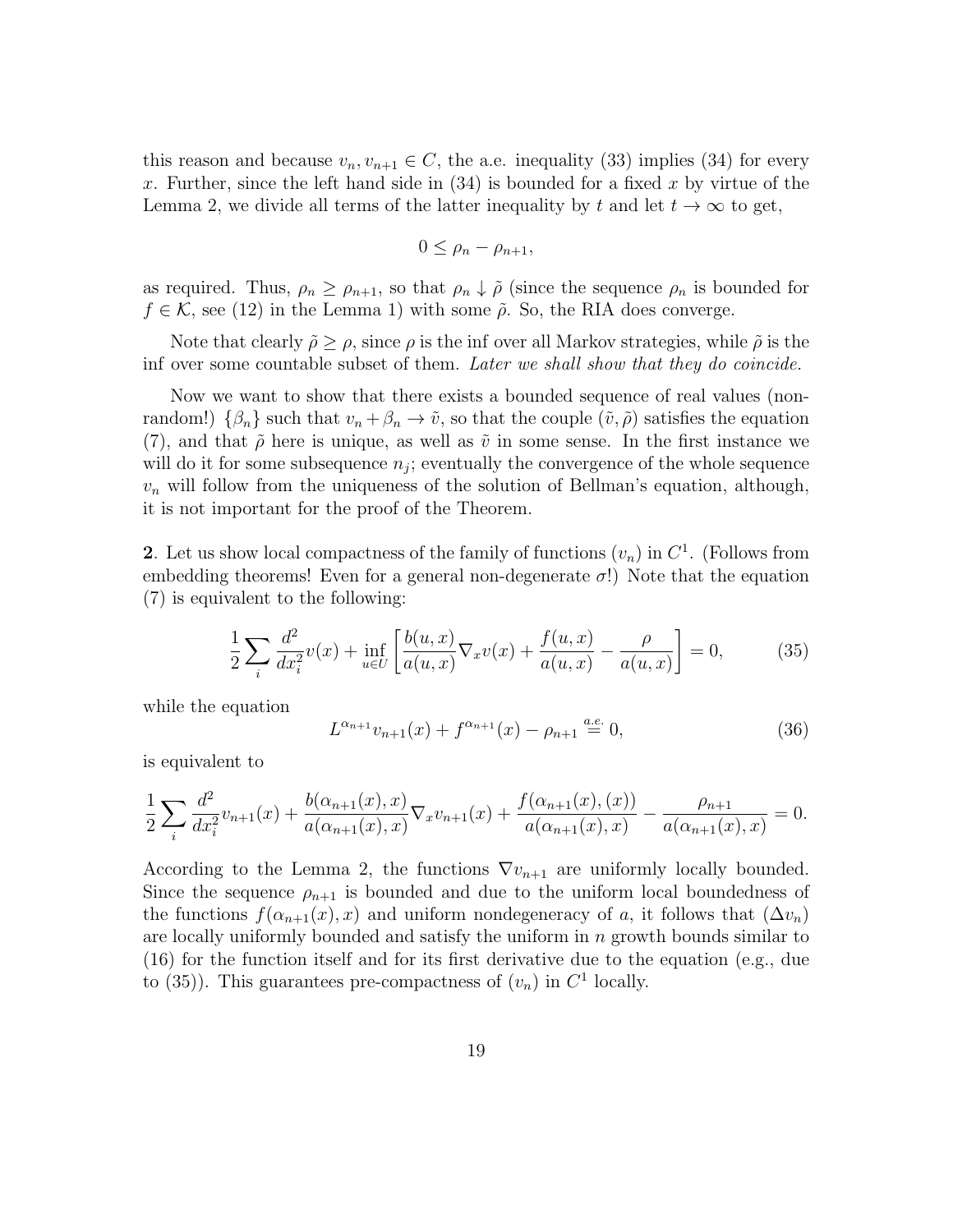this reason and because $v_n, v_{n+1} \in C$, the a.e. inequality (33) implies (34) for every $x$. Further, since the left hand side in (34) is bounded for a fixed $x$ by virtue of the Lemma 2, we divide all terms of the latter inequality by $t$ and let $t \to \infty$ to get,

$$0 \le \rho_n - \rho_{n+1},$$

as required. Thus, $\rho_n \ge \rho_{n+1}$, so that $\rho_n \downarrow \tilde{\rho}$ (since the sequence $\rho_n$ is bounded for $f \in \mathcal{K}$, see (12) in the Lemma 1) with some $\tilde{\rho}$. So, the RIA does converge.

Note that clearly $\tilde{\rho} \ge \rho$, since $\rho$ is the inf over all Markov strategies, while $\tilde{\rho}$ is the inf over some countable subset of them. *Later we shall show that they do coincide.*

Now we want to show that there exists a bounded sequence of real values (non-random!) $\{\beta_n\}$ such that $v_n + \beta_n \to \tilde{v}$, so that the couple $(\tilde{v}, \tilde{\rho})$ satisfies the equation (7), and that $\tilde{\rho}$ here is unique, as well as $\tilde{v}$ in some sense. In the first instance we will do it for some subsequence $n_j$; eventually the convergence of the whole sequence $v_n$ will follow from the uniqueness of the solution of Bellman's equation, although, it is not important for the proof of the Theorem.

**2**. Let us show local compactness of the family of functions $(v_n)$ in $C^1$. (Follows from embedding theorems! Even for a general non-degenerate $\sigma$!) Note that the equation (7) is equivalent to the following:

$$\frac{1}{2}\sum_i \frac{d^2}{dx_i^2} v(x) + \inf_{u \in U} \left[ \frac{b(u,x)}{a(u,x)} \nabla_x v(x) + \frac{f(u,x)}{a(u,x)} - \frac{\rho}{a(u,x)} \right] = 0, \tag{35}$$

while the equation

$$L^{\alpha_{n+1}} v_{n+1}(x) + f^{\alpha_{n+1}}(x) - \rho_{n+1} \stackrel{a.e.}{=} 0, \tag{36}$$

is equivalent to

$$\frac{1}{2}\sum_i \frac{d^2}{dx_i^2} v_{n+1}(x) + \frac{b(\alpha_{n+1}(x),x)}{a(\alpha_{n+1}(x),x)} \nabla_x v_{n+1}(x) + \frac{f(\alpha_{n+1}(x),(x))}{a(\alpha_{n+1}(x),x)} - \frac{\rho_{n+1}}{a(\alpha_{n+1}(x),x)} = 0.$$

According to the Lemma 2, the functions $\nabla v_{n+1}$ are uniformly locally bounded. Since the sequence $\rho_{n+1}$ is bounded and due to the uniform local boundedness of the functions $f(\alpha_{n+1}(x),x)$ and uniform nondegeneracy of $a$, it follows that $(\Delta v_n)$ are locally uniformly bounded and satisfy the uniform in $n$ growth bounds similar to (16) for the function itself and for its first derivative due to the equation (e.g., due to (35)). This guarantees pre-compactness of $(v_n)$ in $C^1$ locally.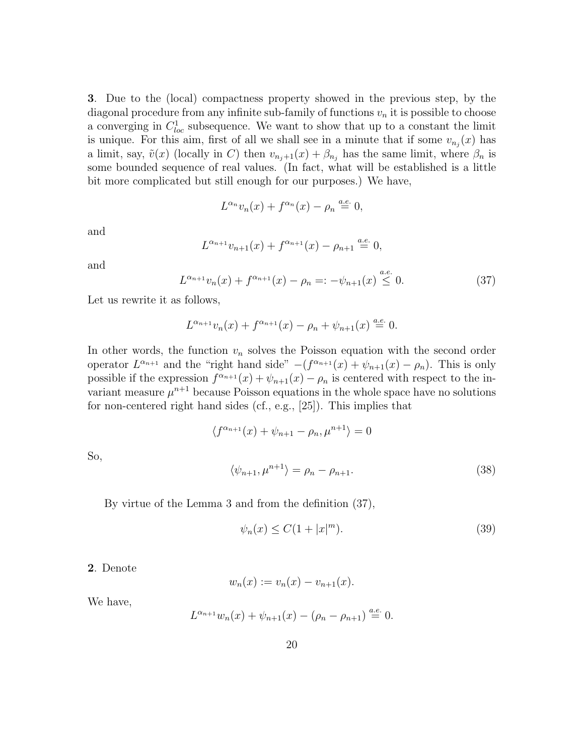**3**. Due to the (local) compactness property showed in the previous step, by the diagonal procedure from any infinite sub-family of functions $v_n$ it is possible to choose a converging in $C^1_{loc}$ subsequence. We want to show that up to a constant the limit is unique. For this aim, first of all we shall see in a minute that if some $v_{n_j}(x)$ has a limit, say, $\tilde{v}(x)$ (locally in $C$) then $v_{n_j+1}(x) + \beta_{n_j}$ has the same limit, where $\beta_n$ is some bounded sequence of real values. (In fact, what will be established is a little bit more complicated but still enough for our purposes.) We have,

$$L^{\alpha_n} v_n(x) + f^{\alpha_n}(x) - \rho_n \overset{a.e.}{=} 0,$$

and

$$L^{\alpha_{n+1}} v_{n+1}(x) + f^{\alpha_{n+1}}(x) - \rho_{n+1} \overset{a.e.}{=} 0,$$

and

$$L^{\alpha_{n+1}} v_n(x) + f^{\alpha_{n+1}}(x) - \rho_n =: -\psi_{n+1}(x) \overset{a.e.}{\leq} 0. \tag{37}$$

Let us rewrite it as follows,

$$L^{\alpha_{n+1}} v_n(x) + f^{\alpha_{n+1}}(x) - \rho_n + \psi_{n+1}(x) \overset{a.e.}{=} 0.$$

In other words, the function $v_n$ solves the Poisson equation with the second order operator $L^{\alpha_{n+1}}$ and the "right hand side" $-(f^{\alpha_{n+1}}(x) + \psi_{n+1}(x) - \rho_n)$. This is only possible if the expression $f^{\alpha_{n+1}}(x) + \psi_{n+1}(x) - \rho_n$ is centered with respect to the invariant measure $\mu^{n+1}$ because Poisson equations in the whole space have no solutions for non-centered right hand sides (cf., e.g., [25]). This implies that

$$\langle f^{\alpha_{n+1}}(x) + \psi_{n+1} - \rho_n, \mu^{n+1} \rangle = 0$$

So,

$$\langle \psi_{n+1}, \mu^{n+1} \rangle = \rho_n - \rho_{n+1}. \tag{38}$$

By virtue of the Lemma 3 and from the definition (37),

$$\psi_n(x) \leq C(1 + |x|^m). \tag{39}$$

**2**. Denote

$$w_n(x) := v_n(x) - v_{n+1}(x).$$

We have,

$$L^{\alpha_{n+1}} w_n(x) + \psi_{n+1}(x) - (\rho_n - \rho_{n+1}) \overset{a.e.}{=} 0.$$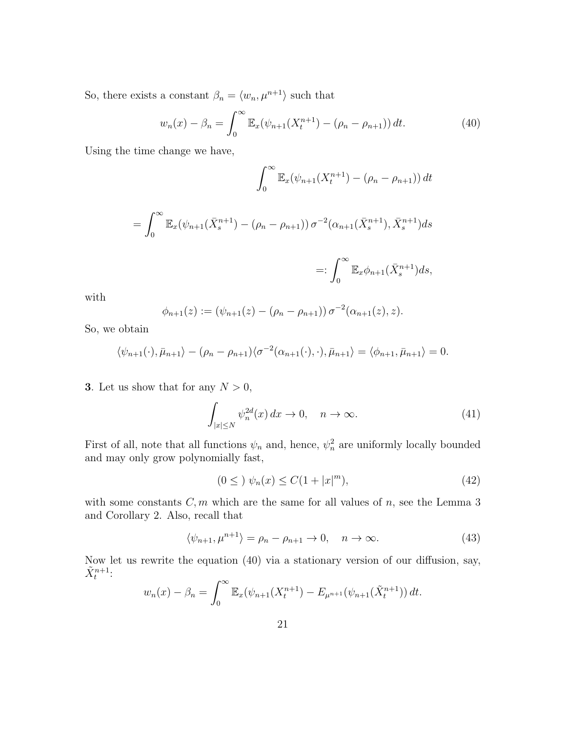So, there exists a constant $\beta_n = \langle w_n, \mu^{n+1}\rangle$ such that

$$w_n(x) - \beta_n = \int_0^\infty \mathbb{E}_x(\psi_{n+1}(X_t^{n+1}) - (\rho_n - \rho_{n+1}))\, dt. \tag{40}$$

Using the time change we have,

$$\int_0^\infty \mathbb{E}_x(\psi_{n+1}(X_t^{n+1}) - (\rho_n - \rho_{n+1}))\, dt$$

$$= \int_0^\infty \mathbb{E}_x(\psi_{n+1}(\bar X_s^{n+1}) - (\rho_n - \rho_{n+1}))\, \sigma^{-2}(\alpha_{n+1}(\bar X_s^{n+1}), \bar X_s^{n+1}) ds$$

$$=: \int_0^\infty \mathbb{E}_x \phi_{n+1}(\bar X_s^{n+1}) ds,$$

with

$$\phi_{n+1}(z) := (\psi_{n+1}(z) - (\rho_n - \rho_{n+1}))\, \sigma^{-2}(\alpha_{n+1}(z), z).$$

So, we obtain

$$\langle \psi_{n+1}(\cdot), \bar\mu_{n+1}\rangle - (\rho_n - \rho_{n+1})\langle \sigma^{-2}(\alpha_{n+1}(\cdot), \cdot), \bar\mu_{n+1}\rangle = \langle \phi_{n+1}, \bar\mu_{n+1}\rangle = 0.$$

**3**. Let us show that for any $N > 0$,

$$\int_{|x|\le N} \psi_n^{2d}(x)\, dx \to 0, \quad n \to \infty. \tag{41}$$

First of all, note that all functions $\psi_n$ and, hence, $\psi_n^2$ are uniformly locally bounded and may only grow polynomially fast,

$$(0 \le)\ \psi_n(x) \le C(1 + |x|^m), \tag{42}$$

with some constants $C, m$ which are the same for all values of $n$, see the Lemma 3 and Corollary 2. Also, recall that

$$\langle \psi_{n+1}, \mu^{n+1}\rangle = \rho_n - \rho_{n+1} \to 0, \quad n \to \infty. \tag{43}$$

Now let us rewrite the equation (40) via a stationary version of our diffusion, say, $\tilde X_t^{n+1}$:

$$w_n(x) - \beta_n = \int_0^\infty \mathbb{E}_x(\psi_{n+1}(X_t^{n+1}) - E_{\mu^{n+1}}(\psi_{n+1}(\tilde X_t^{n+1}))\, dt.$$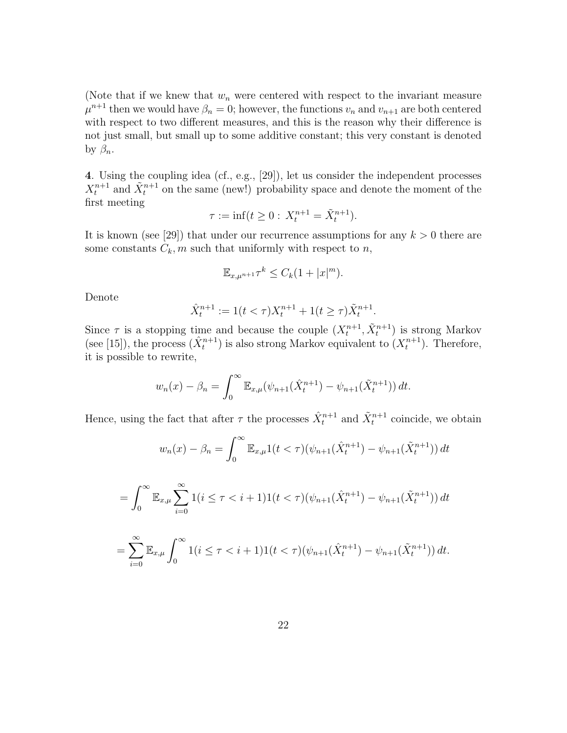(Note that if we knew that $w_n$ were centered with respect to the invariant measure $\mu^{n+1}$ then we would have $\beta_n = 0$; however, the functions $v_n$ and $v_{n+1}$ are both centered with respect to two different measures, and this is the reason why their difference is not just small, but small up to some additive constant; this very constant is denoted by $\beta_n$.

**4**. Using the coupling idea (cf., e.g., [29]), let us consider the independent processes $X_t^{n+1}$ and $\tilde{X}_t^{n+1}$ on the same (new!) probability space and denote the moment of the first meeting

$$\tau := \inf(t \geq 0 : \; X_t^{n+1} = \tilde{X}_t^{n+1}).$$

It is known (see [29]) that under our recurrence assumptions for any $k > 0$ there are some constants $C_k, m$ such that uniformly with respect to $n$,

$$\mathbb{E}_{x,\mu^{n+1}} \tau^k \leq C_k(1 + |x|^m).$$

Denote

$$\hat{X}_t^{n+1} := 1(t < \tau) X_t^{n+1} + 1(t \geq \tau) \tilde{X}_t^{n+1}.$$

Since $\tau$ is a stopping time and because the couple $(X_t^{n+1}, \tilde{X}_t^{n+1})$ is strong Markov (see [15]), the process $(\hat{X}_t^{n+1})$ is also strong Markov equivalent to $(X_t^{n+1})$. Therefore, it is possible to rewrite,

$$w_n(x) - \beta_n = \int_0^\infty \mathbb{E}_{x,\mu} (\psi_{n+1}(\hat{X}_t^{n+1}) - \psi_{n+1}(\tilde{X}_t^{n+1})) \, dt.$$

Hence, using the fact that after $\tau$ the processes $\hat{X}_t^{n+1}$ and $\tilde{X}_t^{n+1}$ coincide, we obtain

$$w_n(x) - \beta_n = \int_0^\infty \mathbb{E}_{x,\mu} 1(t < \tau)(\psi_{n+1}(\hat{X}_t^{n+1}) - \psi_{n+1}(\tilde{X}_t^{n+1})) \, dt$$

$$= \int_0^\infty \mathbb{E}_{x,\mu} \sum_{i=0}^\infty 1(i \leq \tau < i+1) 1(t < \tau)(\psi_{n+1}(\hat{X}_t^{n+1}) - \psi_{n+1}(\tilde{X}_t^{n+1})) \, dt$$

$$= \sum_{i=0}^\infty \mathbb{E}_{x,\mu} \int_0^\infty 1(i \leq \tau < i+1) 1(t < \tau)(\psi_{n+1}(\hat{X}_t^{n+1}) - \psi_{n+1}(\tilde{X}_t^{n+1})) \, dt.$$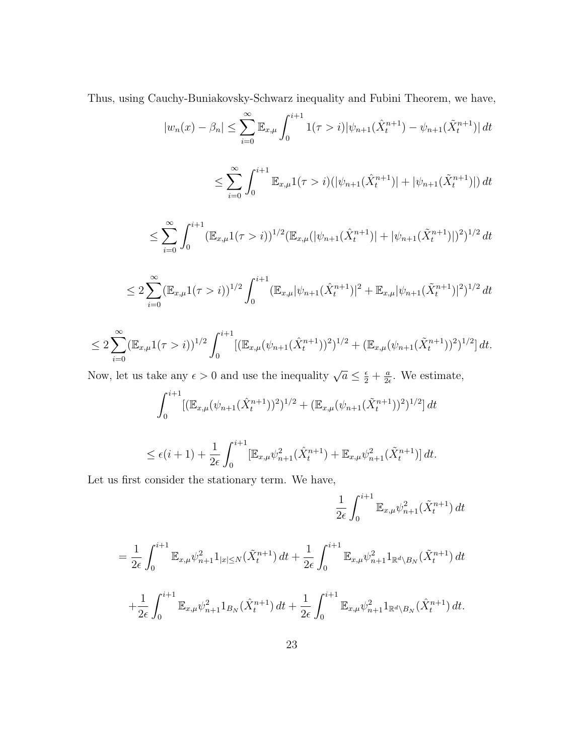Thus, using Cauchy-Buniakovsky-Schwarz inequality and Fubini Theorem, we have,

$$|w_n(x) - \beta_n| \le \sum_{i=0}^{\infty} \mathbb{E}_{x,\mu} \int_0^{i+1} 1(\tau > i) |\psi_{n+1}(\hat{X}_t^{n+1}) - \psi_{n+1}(\tilde{X}_t^{n+1})| \, dt$$

$$\le \sum_{i=0}^{\infty} \int_0^{i+1} \mathbb{E}_{x,\mu} 1(\tau > i)(|\psi_{n+1}(\hat{X}_t^{n+1})| + |\psi_{n+1}(\tilde{X}_t^{n+1})|) \, dt$$

$$\le \sum_{i=0}^{\infty} \int_0^{i+1} (\mathbb{E}_{x,\mu} 1(\tau > i))^{1/2} (\mathbb{E}_{x,\mu}(|\psi_{n+1}(\hat{X}_t^{n+1})| + |\psi_{n+1}(\tilde{X}_t^{n+1})|)^2)^{1/2} \, dt$$

$$\le 2 \sum_{i=0}^{\infty} (\mathbb{E}_{x,\mu} 1(\tau > i))^{1/2} \int_0^{i+1} (\mathbb{E}_{x,\mu} |\psi_{n+1}(\hat{X}_t^{n+1})|^2 + \mathbb{E}_{x,\mu} |\psi_{n+1}(\tilde{X}_t^{n+1})|^2)^{1/2} \, dt$$

$$\le 2 \sum_{i=0}^{\infty} (\mathbb{E}_{x,\mu} 1(\tau > i))^{1/2} \int_0^{i+1} [(\mathbb{E}_{x,\mu}(\psi_{n+1}(\hat{X}_t^{n+1}))^2)^{1/2} + (\mathbb{E}_{x,\mu}(\psi_{n+1}(\tilde{X}_t^{n+1}))^2)^{1/2}] \, dt.$$

Now, let us take any $\epsilon > 0$ and use the inequality $\sqrt{a} \le \frac{\epsilon}{2} + \frac{a}{2\epsilon}$. We estimate,

$$\int_0^{i+1} [(\mathbb{E}_{x,\mu}(\psi_{n+1}(\hat{X}_t^{n+1}))^2)^{1/2} + (\mathbb{E}_{x,\mu}(\psi_{n+1}(\tilde{X}_t^{n+1}))^2)^{1/2}] \, dt$$

$$\le \epsilon(i+1) + \frac{1}{2\epsilon} \int_0^{i+1} [\mathbb{E}_{x,\mu} \psi_{n+1}^2(\hat{X}_t^{n+1}) + \mathbb{E}_{x,\mu} \psi_{n+1}^2(\tilde{X}_t^{n+1})] \, dt.$$

Let us first consider the stationary term. We have,

$$\frac{1}{2\epsilon} \int_0^{i+1} \mathbb{E}_{x,\mu} \psi_{n+1}^2(\tilde{X}_t^{n+1}) \, dt$$

$$= \frac{1}{2\epsilon} \int_0^{i+1} \mathbb{E}_{x,\mu} \psi_{n+1}^2 1_{|x| \le N}(\tilde{X}_t^{n+1}) \, dt + \frac{1}{2\epsilon} \int_0^{i+1} \mathbb{E}_{x,\mu} \psi_{n+1}^2 1_{\mathbb{R}^d \setminus B_N}(\tilde{X}_t^{n+1}) \, dt$$

$$+ \frac{1}{2\epsilon} \int_0^{i+1} \mathbb{E}_{x,\mu} \psi_{n+1}^2 1_{B_N}(\hat{X}_t^{n+1}) \, dt + \frac{1}{2\epsilon} \int_0^{i+1} \mathbb{E}_{x,\mu} \psi_{n+1}^2 1_{\mathbb{R}^d \setminus B_N}(\hat{X}_t^{n+1}) \, dt.$$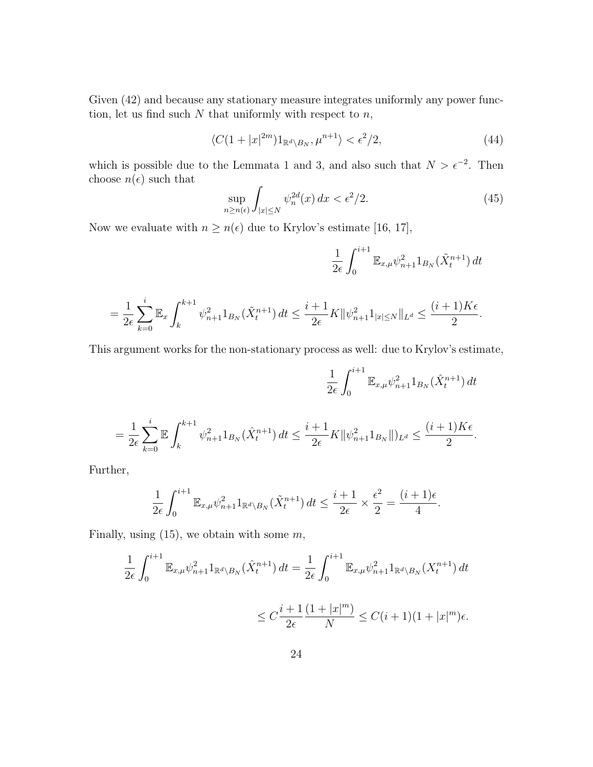Given (42) and because any stationary measure integrates uniformly any power function, let us find such $N$ that uniformly with respect to $n$,

$$\langle C(1+|x|^{2m})1_{\mathbb{R}^d\setminus B_N}, \mu^{n+1}\rangle < \epsilon^2/2, \tag{44}$$

which is possible due to the Lemmata 1 and 3, and also such that $N > \epsilon^{-2}$. Then choose $n(\epsilon)$ such that

$$\sup_{n\ge n(\epsilon)} \int_{|x|\le N} \psi_n^{2d}(x)\, dx < \epsilon^2/2. \tag{45}$$

Now we evaluate with $n \ge n(\epsilon)$ due to Krylov's estimate [16, 17],

$$\frac{1}{2\epsilon}\int_0^{i+1} \mathbb{E}_{x,\mu}\psi_{n+1}^2 1_{B_N}(\tilde{X}_t^{n+1})\, dt$$

$$= \frac{1}{2\epsilon}\sum_{k=0}^{i} \mathbb{E}_x \int_k^{k+1} \psi_{n+1}^2 1_{B_N}(\tilde{X}_t^{n+1})\, dt \le \frac{i+1}{2\epsilon} K \|\psi_{n+1}^2 1_{|x|\le N}\|_{L^d} \le \frac{(i+1)K\epsilon}{2}.$$

This argument works for the non-stationary process as well: due to Krylov's estimate,

$$\frac{1}{2\epsilon}\int_0^{i+1} \mathbb{E}_{x,\mu}\psi_{n+1}^2 1_{B_N}(\hat{X}_t^{n+1})\, dt$$

$$= \frac{1}{2\epsilon}\sum_{k=0}^{i} \mathbb{E} \int_k^{k+1} \psi_{n+1}^2 1_{B_N}(\hat{X}_t^{n+1})\, dt \le \frac{i+1}{2\epsilon} K \|\psi_{n+1}^2 1_{B_N}\|)_{L^d} \le \frac{(i+1)K\epsilon}{2}.$$

Further,

$$\frac{1}{2\epsilon}\int_0^{i+1} \mathbb{E}_{x,\mu}\psi_{n+1}^2 1_{\mathbb{R}^d\setminus B_N}(\tilde{X}_t^{n+1})\, dt \le \frac{i+1}{2\epsilon} \times \frac{\epsilon^2}{2} = \frac{(i+1)\epsilon}{4}.$$

Finally, using (15), we obtain with some $m$,

$$\frac{1}{2\epsilon}\int_0^{i+1} \mathbb{E}_{x,\mu}\psi_{n+1}^2 1_{\mathbb{R}^d\setminus B_N}(\hat{X}_t^{n+1})\, dt = \frac{1}{2\epsilon}\int_0^{i+1} \mathbb{E}_{x,\mu}\psi_{n+1}^2 1_{\mathbb{R}^d\setminus B_N}(X_t^{n+1})\, dt$$

$$\le C\frac{i+1}{2\epsilon}\frac{(1+|x|^m)}{N} \le C(i+1)(1+|x|^m)\epsilon.$$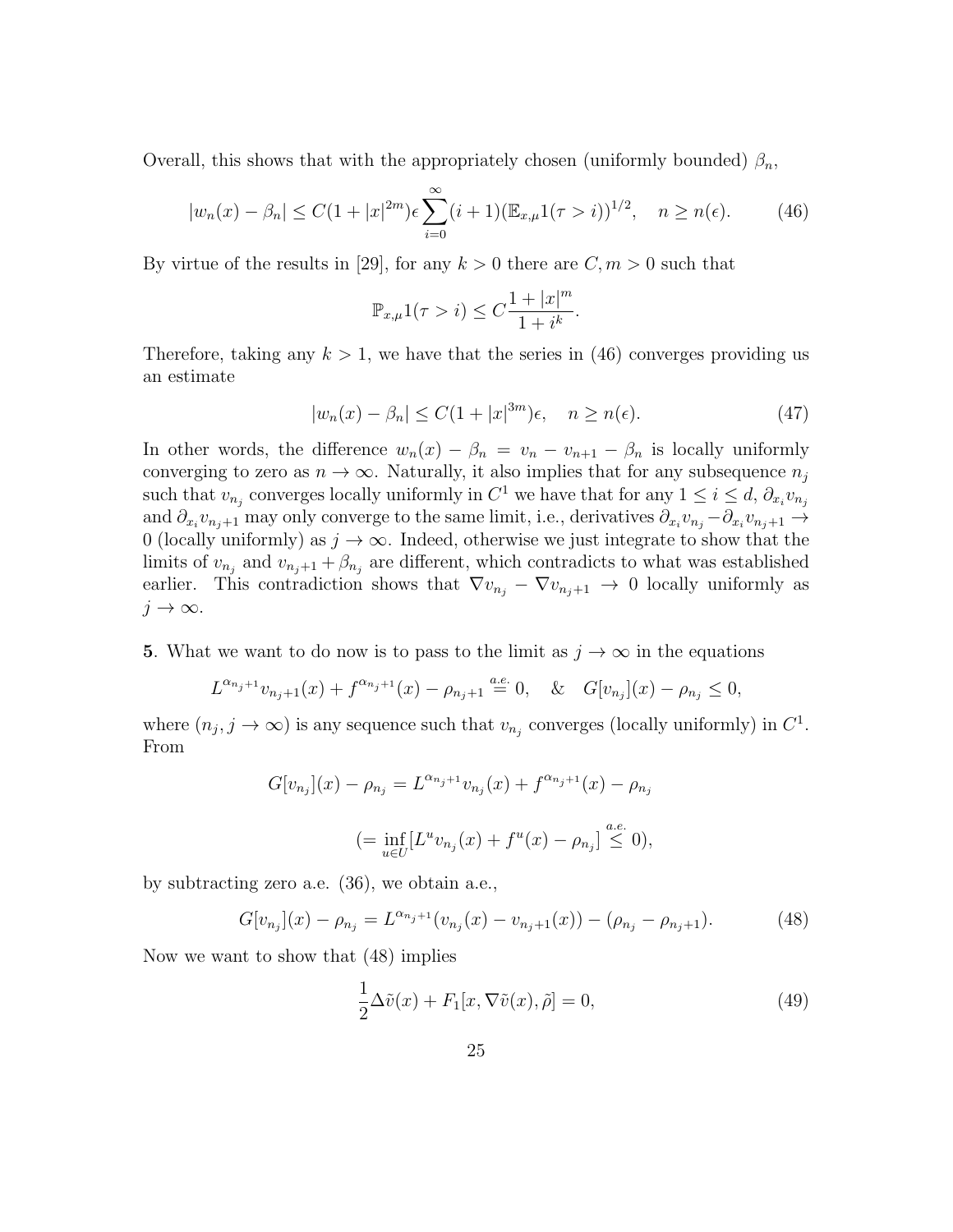Overall, this shows that with the appropriately chosen (uniformly bounded) $\beta_n$,

$$
|w_n(x) - \beta_n| \le C(1+|x|^{2m})\epsilon \sum_{i=0}^{\infty} (i+1)(\mathbb{E}_{x,\mu} 1(\tau > i))^{1/2}, \quad n \ge n(\epsilon). \tag{46}
$$

By virtue of the results in [29], for any $k > 0$ there are $C, m > 0$ such that

$$
\mathbb{P}_{x,\mu} 1(\tau > i) \le C \frac{1+|x|^m}{1+i^k}.
$$

Therefore, taking any $k > 1$, we have that the series in (46) converges providing us an estimate

$$
|w_n(x) - \beta_n| \le C(1+|x|^{3m})\epsilon, \quad n \ge n(\epsilon). \tag{47}
$$

In other words, the difference $w_n(x) - \beta_n = v_n - v_{n+1} - \beta_n$ is locally uniformly converging to zero as $n \to \infty$. Naturally, it also implies that for any subsequence $n_j$ such that $v_{n_j}$ converges locally uniformly in $C^1$ we have that for any $1 \le i \le d$, $\partial_{x_i} v_{n_j}$ and $\partial_{x_i} v_{n_j+1}$ may only converge to the same limit, i.e., derivatives $\partial_{x_i} v_{n_j} - \partial_{x_i} v_{n_j+1} \to 0$ (locally uniformly) as $j \to \infty$. Indeed, otherwise we just integrate to show that the limits of $v_{n_j}$ and $v_{n_j+1} + \beta_{n_j}$ are different, which contradicts to what was established earlier. This contradiction shows that $\nabla v_{n_j} - \nabla v_{n_j+1} \to 0$ locally uniformly as $j \to \infty$.

**5**. What we want to do now is to pass to the limit as $j \to \infty$ in the equations

$$
L^{\alpha_{n_j+1}} v_{n_j+1}(x) + f^{\alpha_{n_j+1}}(x) - \rho_{n_j+1} \overset{a.e.}{=} 0, \quad \& \quad G[v_{n_j}](x) - \rho_{n_j} \le 0,
$$

where $(n_j, j \to \infty)$ is any sequence such that $v_{n_j}$ converges (locally uniformly) in $C^1$. From

$$
G[v_{n_j}](x) - \rho_{n_j} = L^{\alpha_{n_j+1}} v_{n_j}(x) + f^{\alpha_{n_j+1}}(x) - \rho_{n_j}
$$

$$
(= \inf_{u \in U} [L^u v_{n_j}(x) + f^u(x) - \rho_{n_j}] \overset{a.e.}{\le} 0),
$$

by subtracting zero a.e. (36), we obtain a.e.,

$$
G[v_{n_j}](x) - \rho_{n_j} = L^{\alpha_{n_j+1}}(v_{n_j}(x) - v_{n_j+1}(x)) - (\rho_{n_j} - \rho_{n_j+1}). \tag{48}
$$

Now we want to show that (48) implies

$$
\frac{1}{2}\Delta \tilde{v}(x) + F_1[x, \nabla \tilde{v}(x), \tilde{\rho}] = 0, \tag{49}
$$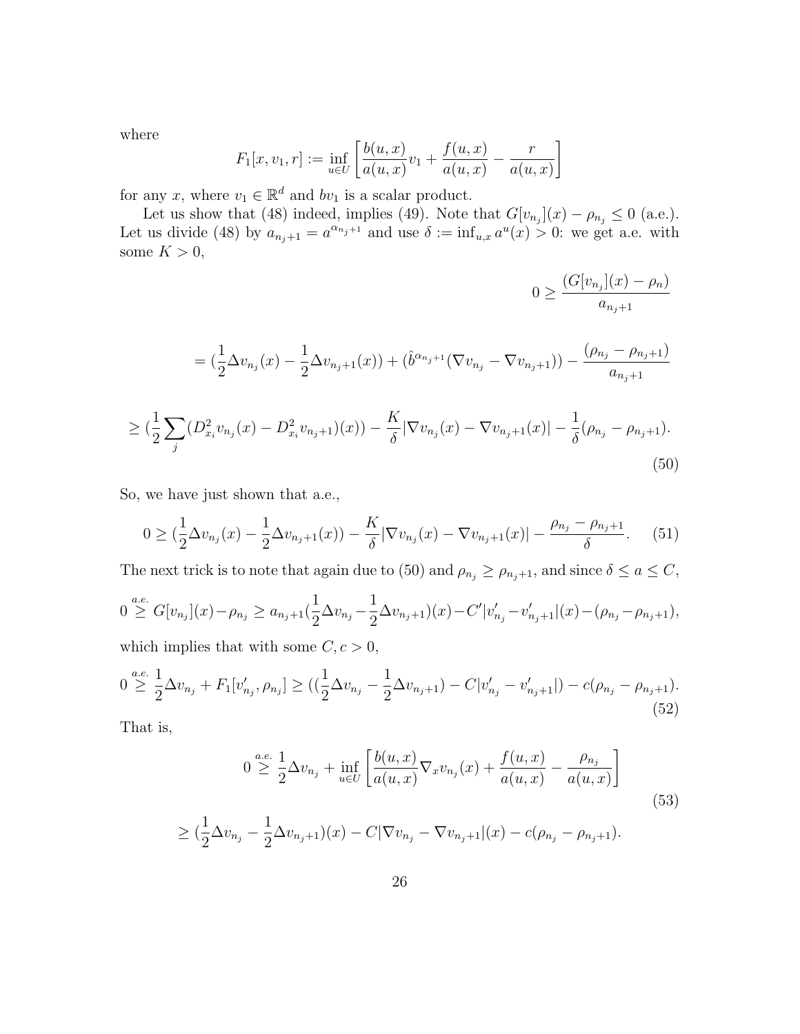where

$$F_1[x, v_1, r] := \inf_{u\in U}\left[\frac{b(u,x)}{a(u,x)}v_1 + \frac{f(u,x)}{a(u,x)} - \frac{r}{a(u,x)}\right]$$

for any $x$, where $v_1 \in \mathbb{R}^d$ and $bv_1$ is a scalar product.

Let us show that (48) indeed, implies (49). Note that $G[v_{n_j}](x) - \rho_{n_j} \le 0$ (a.e.). Let us divide (48) by $a_{n_j+1} = a^{\alpha_{n_j+1}}$ and use $\delta := \inf_{u,x} a^u(x) > 0$: we get a.e. with some $K > 0$,

$$0 \ge \frac{(G[v_{n_j}](x) - \rho_n)}{a_{n_j+1}}$$

$$= (\frac{1}{2}\Delta v_{n_j}(x) - \frac{1}{2}\Delta v_{n_j+1}(x)) + (\hat{b}^{\alpha_{n_j+1}}(\nabla v_{n_j} - \nabla v_{n_j+1})) - \frac{(\rho_{n_j} - \rho_{n_j+1})}{a_{n_j+1}}$$

$$\ge (\frac{1}{2}\sum_j (D^2_{x_i} v_{n_j}(x) - D^2_{x_i} v_{n_j+1})(x)) - \frac{K}{\delta}|\nabla v_{n_j}(x) - \nabla v_{n_j+1}(x)| - \frac{1}{\delta}(\rho_{n_j} - \rho_{n_j+1}). \tag{50}$$

So, we have just shown that a.e.,

$$0 \ge (\frac{1}{2}\Delta v_{n_j}(x) - \frac{1}{2}\Delta v_{n_j+1}(x)) - \frac{K}{\delta}|\nabla v_{n_j}(x) - \nabla v_{n_j+1}(x)| - \frac{\rho_{n_j} - \rho_{n_j+1}}{\delta}. \tag{51}$$

The next trick is to note that again due to (50) and $\rho_{n_j} \ge \rho_{n_j+1}$, and since $\delta \le a \le C$,

$$0 \overset{a.e.}{\ge} G[v_{n_j}](x) - \rho_{n_j} \ge a_{n_j+1}(\frac{1}{2}\Delta v_{n_j} - \frac{1}{2}\Delta v_{n_j+1})(x) - C'|v'_{n_j} - v'_{n_j+1}|(x) - (\rho_{n_j} - \rho_{n_j+1}),$$

which implies that with some $C, c > 0$,

$$0 \overset{a.e.}{\ge} \frac{1}{2}\Delta v_{n_j} + F_1[v'_{n_j}, \rho_{n_j}] \ge ((\frac{1}{2}\Delta v_{n_j} - \frac{1}{2}\Delta v_{n_j+1}) - C|v'_{n_j} - v'_{n_j+1}|) - c(\rho_{n_j} - \rho_{n_j+1}). \tag{52}$$

That is,

$$\begin{aligned} 0 &\overset{a.e.}{\ge} \frac{1}{2}\Delta v_{n_j} + \inf_{u\in U}\left[\frac{b(u,x)}{a(u,x)}\nabla_x v_{n_j}(x) + \frac{f(u,x)}{a(u,x)} - \frac{\rho_{n_j}}{a(u,x)}\right] \\ &\ge (\frac{1}{2}\Delta v_{n_j} - \frac{1}{2}\Delta v_{n_j+1})(x) - C|\nabla v_{n_j} - \nabla v_{n_j+1}|(x) - c(\rho_{n_j} - \rho_{n_j+1}). \end{aligned} \tag{53}$$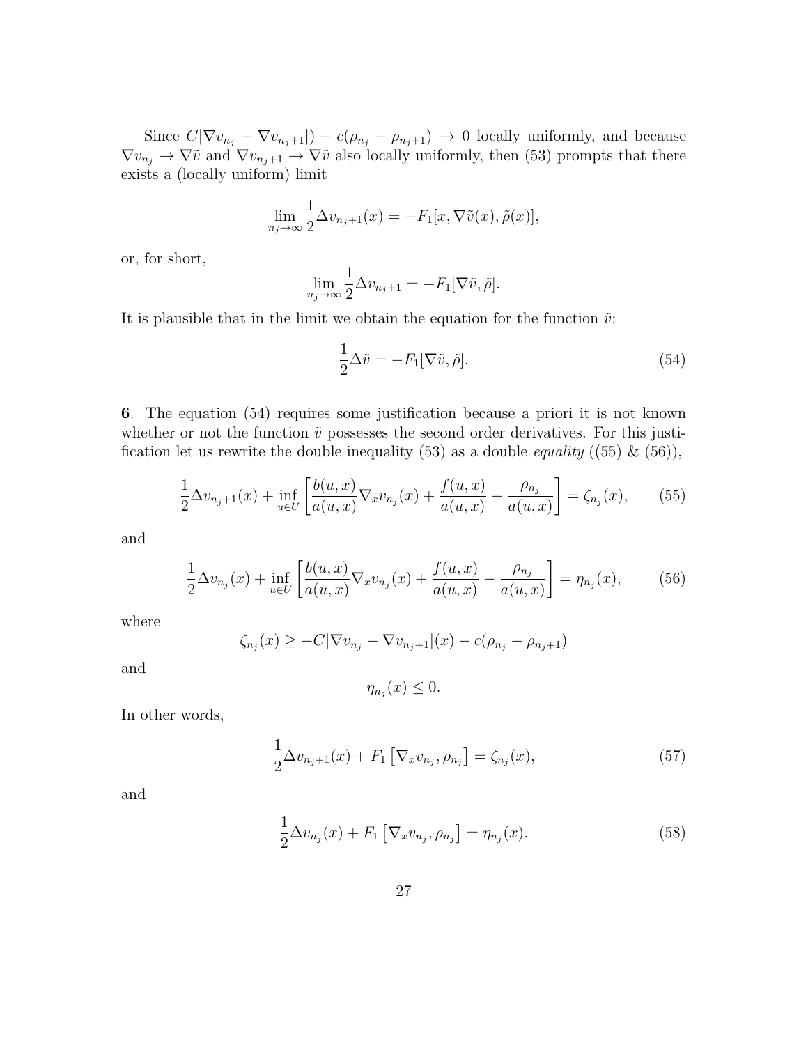Since $C|\nabla v_{n_j} - \nabla v_{n_j+1}|) - c(\rho_{n_j} - \rho_{n_j+1}) \to 0$ locally uniformly, and because $\nabla v_{n_j} \to \nabla \tilde{v}$ and $\nabla v_{n_j+1} \to \nabla \tilde{v}$ also locally uniformly, then (53) prompts that there exists a (locally uniform) limit

$$\lim_{n_j \to \infty} \frac{1}{2} \Delta v_{n_j+1}(x) = -F_1[x, \nabla \tilde{v}(x), \tilde{\rho}(x)],$$

or, for short,

$$\lim_{n_j \to \infty} \frac{1}{2} \Delta v_{n_j+1} = -F_1[\nabla \tilde{v}, \tilde{\rho}].$$

It is plausible that in the limit we obtain the equation for the function $\tilde{v}$:

$$\frac{1}{2} \Delta \tilde{v} = -F_1[\nabla \tilde{v}, \tilde{\rho}]. \tag{54}$$

**6**. The equation (54) requires some justification because a priori it is not known whether or not the function $\tilde{v}$ possesses the second order derivatives. For this justification let us rewrite the double inequality (53) as a double *equality* ((55) & (56)),

$$\frac{1}{2} \Delta v_{n_j+1}(x) + \inf_{u \in U} \left[ \frac{b(u,x)}{a(u,x)} \nabla_x v_{n_j}(x) + \frac{f(u,x)}{a(u,x)} - \frac{\rho_{n_j}}{a(u,x)} \right] = \zeta_{n_j}(x), \tag{55}$$

and

$$\frac{1}{2} \Delta v_{n_j}(x) + \inf_{u \in U} \left[ \frac{b(u,x)}{a(u,x)} \nabla_x v_{n_j}(x) + \frac{f(u,x)}{a(u,x)} - \frac{\rho_{n_j}}{a(u,x)} \right] = \eta_{n_j}(x), \tag{56}$$

where

$$\zeta_{n_j}(x) \geq -C|\nabla v_{n_j} - \nabla v_{n_j+1}|(x) - c(\rho_{n_j} - \rho_{n_j+1})$$

and

$$\eta_{n_j}(x) \leq 0.$$

In other words,

$$\frac{1}{2} \Delta v_{n_j+1}(x) + F_1 \left[ \nabla_x v_{n_j}, \rho_{n_j} \right] = \zeta_{n_j}(x), \tag{57}$$

and

$$\frac{1}{2} \Delta v_{n_j}(x) + F_1 \left[ \nabla_x v_{n_j}, \rho_{n_j} \right] = \eta_{n_j}(x). \tag{58}$$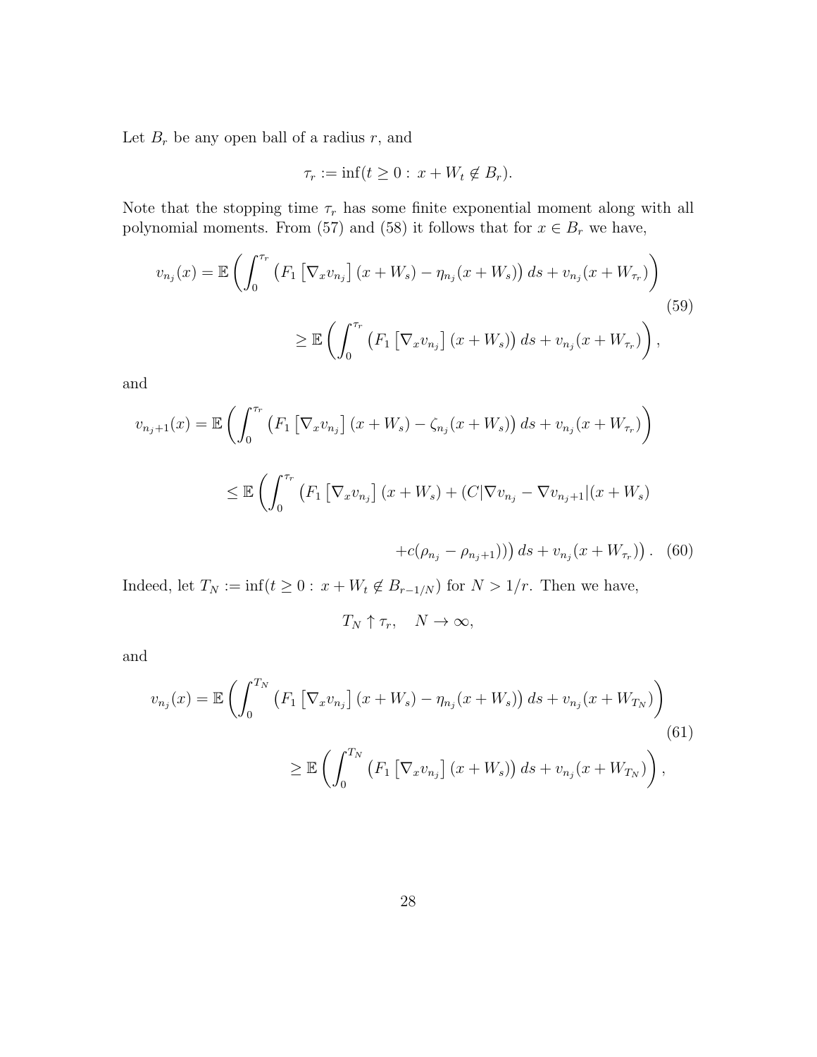Let $B_r$ be any open ball of a radius $r$, and

$$\tau_r := \inf(t \geq 0 : \, x + W_t \notin B_r).$$

Note that the stopping time $\tau_r$ has some finite exponential moment along with all polynomial moments. From (57) and (58) it follows that for $x \in B_r$ we have,

$$\begin{aligned}
v_{n_j}(x) &= \mathbb{E}\left(\int_0^{\tau_r} \left(F_1\left[\nabla_x v_{n_j}\right](x+W_s) - \eta_{n_j}(x+W_s)\right) ds + v_{n_j}(x+W_{\tau_r})\right) \\
&\geq \mathbb{E}\left(\int_0^{\tau_r} \left(F_1\left[\nabla_x v_{n_j}\right](x+W_s)\right) ds + v_{n_j}(x+W_{\tau_r})\right),
\end{aligned} \tag{59}$$

and

$$\begin{aligned}
v_{n_j+1}(x) &= \mathbb{E}\left(\int_0^{\tau_r} \left(F_1\left[\nabla_x v_{n_j}\right](x+W_s) - \zeta_{n_j}(x+W_s)\right) ds + v_{n_j}(x+W_{\tau_r})\right) \\
&\leq \mathbb{E}\left(\int_0^{\tau_r} \left(F_1\left[\nabla_x v_{n_j}\right](x+W_s) + (C|\nabla v_{n_j} - \nabla v_{n_j+1}|(x+W_s)\right.\right. \\
&\qquad \left.\left. + c(\rho_{n_j} - \rho_{n_j+1}))\right) ds + v_{n_j}(x+W_{\tau_r})\right).
\end{aligned} \tag{60}$$

Indeed, let $T_N := \inf(t \geq 0 : \, x + W_t \notin B_{r-1/N})$ for $N > 1/r$. Then we have,

$$T_N \uparrow \tau_r, \quad N \to \infty,$$

and

$$\begin{aligned}
v_{n_j}(x) &= \mathbb{E}\left(\int_0^{T_N} \left(F_1\left[\nabla_x v_{n_j}\right](x+W_s) - \eta_{n_j}(x+W_s)\right) ds + v_{n_j}(x+W_{T_N})\right) \\
&\geq \mathbb{E}\left(\int_0^{T_N} \left(F_1\left[\nabla_x v_{n_j}\right](x+W_s)\right) ds + v_{n_j}(x+W_{T_N})\right),
\end{aligned} \tag{61}$$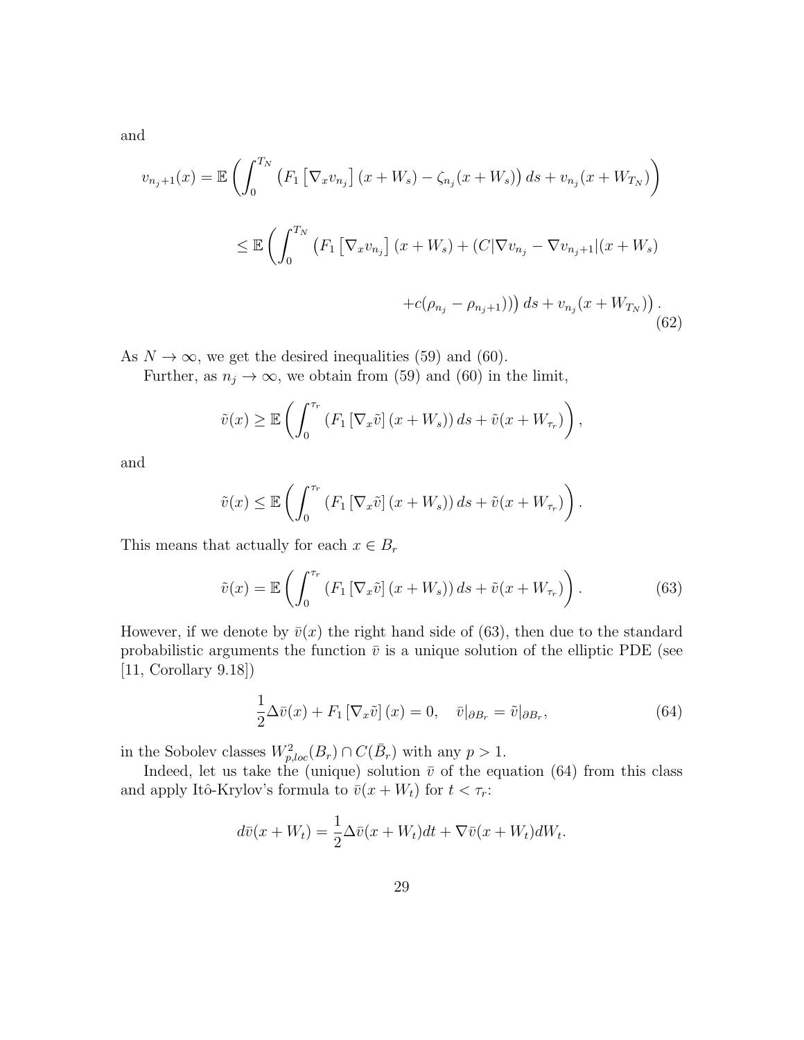and

$$
\begin{aligned}
v_{n_j+1}(x) &= \mathbb{E}\left(\int_0^{T_N} \left(F_1\left[\nabla_x v_{n_j}\right](x+W_s) - \zeta_{n_j}(x+W_s)\right) ds + v_{n_j}(x+W_{T_N})\right) \\
&\le \mathbb{E}\left(\int_0^{T_N} \left(F_1\left[\nabla_x v_{n_j}\right](x+W_s) + (C|\nabla v_{n_j} - \nabla v_{n_j+1}|(x+W_s)\right.\right. \\
&\qquad \left.\left. + c(\rho_{n_j} - \rho_{n_j+1}))\right) ds + v_{n_j}(x+W_{T_N})\right). \qquad (62)
\end{aligned}
$$

As $N \to \infty$, we get the desired inequalities (59) and (60).

Further, as $n_j \to \infty$, we obtain from (59) and (60) in the limit,

$$
\tilde v(x) \ge \mathbb{E}\left(\int_0^{\tau_r} \left(F_1\left[\nabla_x \tilde v\right](x+W_s)\right) ds + \tilde v(x+W_{\tau_r})\right),
$$

and

$$
\tilde v(x) \le \mathbb{E}\left(\int_0^{\tau_r} \left(F_1\left[\nabla_x \tilde v\right](x+W_s)\right) ds + \tilde v(x+W_{\tau_r})\right).
$$

This means that actually for each $x \in B_r$

$$
\tilde v(x) = \mathbb{E}\left(\int_0^{\tau_r} \left(F_1\left[\nabla_x \tilde v\right](x+W_s)\right) ds + \tilde v(x+W_{\tau_r})\right). \qquad (63)
$$

However, if we denote by $\bar v(x)$ the right hand side of (63), then due to the standard probabilistic arguments the function $\bar v$ is a unique solution of the elliptic PDE (see [11, Corollary 9.18])

$$
\frac{1}{2}\Delta \bar v(x) + F_1\left[\nabla_x \tilde v\right](x) = 0, \quad \bar v|_{\partial B_r} = \tilde v|_{\partial B_r}, \qquad (64)
$$

in the Sobolev classes $W^2_{p,loc}(B_r) \cap C(\bar B_r)$ with any $p > 1$.

Indeed, let us take the (unique) solution $\bar v$ of the equation (64) from this class and apply Itô-Krylov's formula to $\bar v(x+W_t)$ for $t < \tau_r$:

$$
d\bar v(x+W_t) = \frac{1}{2}\Delta \bar v(x+W_t)dt + \nabla \bar v(x+W_t)dW_t.
$$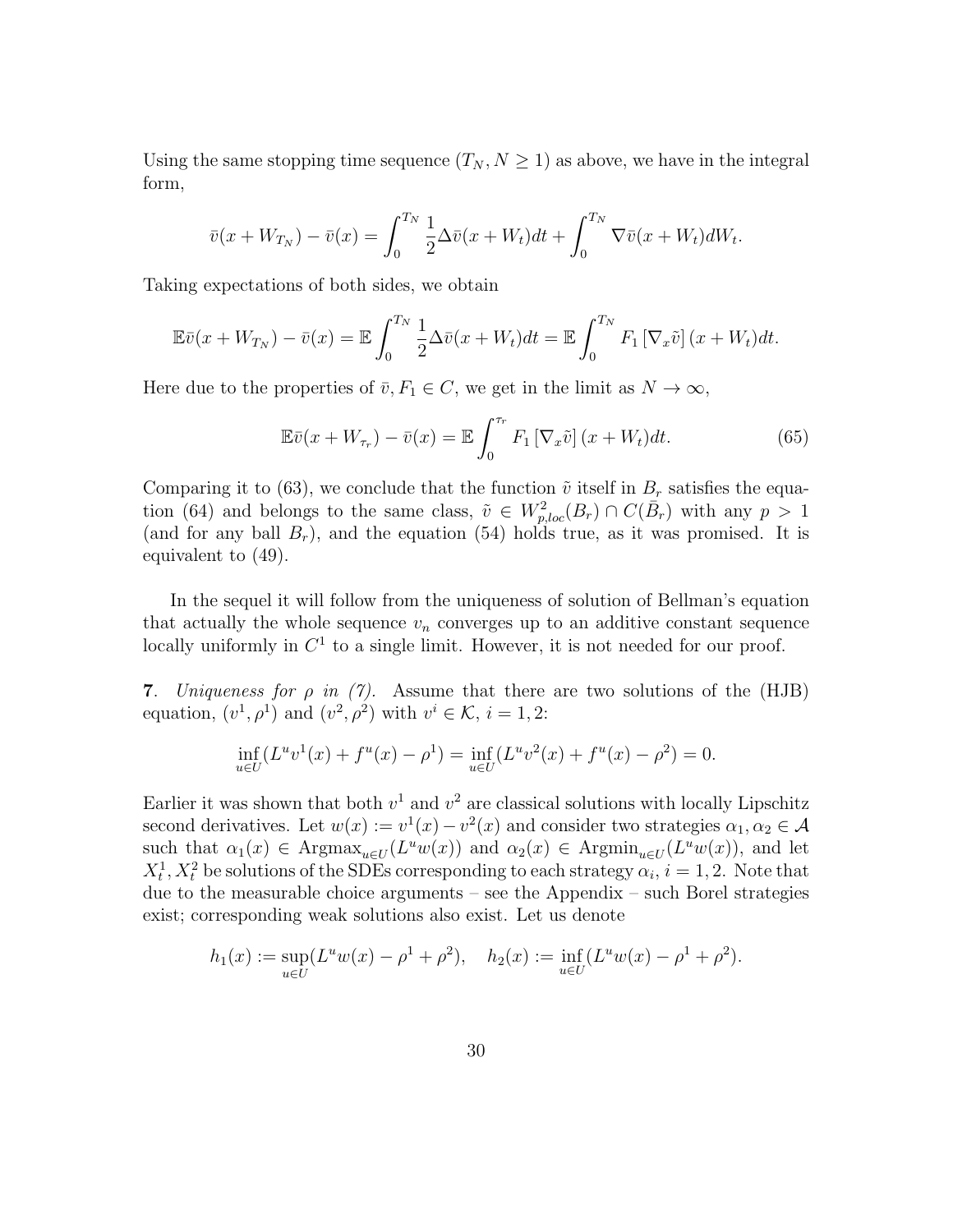Using the same stopping time sequence $(T_N, N \geq 1)$ as above, we have in the integral form,

$$\bar{v}(x + W_{T_N}) - \bar{v}(x) = \int_0^{T_N} \frac{1}{2}\Delta\bar{v}(x + W_t)dt + \int_0^{T_N} \nabla\bar{v}(x + W_t)dW_t.$$

Taking expectations of both sides, we obtain

$$\mathbb{E}\bar{v}(x + W_{T_N}) - \bar{v}(x) = \mathbb{E}\int_0^{T_N} \frac{1}{2}\Delta\bar{v}(x + W_t)dt = \mathbb{E}\int_0^{T_N} F_1\left[\nabla_x\tilde{v}\right](x + W_t)dt.$$

Here due to the properties of $\bar{v}, F_1 \in C$, we get in the limit as $N \to \infty$,

$$\mathbb{E}\bar{v}(x + W_{\tau_r}) - \bar{v}(x) = \mathbb{E}\int_0^{\tau_r} F_1\left[\nabla_x\tilde{v}\right](x + W_t)dt. \tag{65}$$

Comparing it to (63), we conclude that the function $\tilde{v}$ itself in $B_r$ satisfies the equation (64) and belongs to the same class, $\tilde{v} \in W^2_{p,loc}(B_r) \cap C(\bar{B}_r)$ with any $p > 1$ (and for any ball $B_r$), and the equation (54) holds true, as it was promised. It is equivalent to (49).

In the sequel it will follow from the uniqueness of solution of Bellman's equation that actually the whole sequence $v_n$ converges up to an additive constant sequence locally uniformly in $C^1$ to a single limit. However, it is not needed for our proof.

**7**. *Uniqueness for $\rho$ in (7).* Assume that there are two solutions of the (HJB) equation, $(v^1, \rho^1)$ and $(v^2, \rho^2)$ with $v^i \in \mathcal{K}$, $i = 1, 2$:

$$\inf_{u\in U}(L^u v^1(x) + f^u(x) - \rho^1) = \inf_{u\in U}(L^u v^2(x) + f^u(x) - \rho^2) = 0.$$

Earlier it was shown that both $v^1$ and $v^2$ are classical solutions with locally Lipschitz second derivatives. Let $w(x) := v^1(x) - v^2(x)$ and consider two strategies $\alpha_1, \alpha_2 \in \mathcal{A}$ such that $\alpha_1(x) \in \text{Argmax}_{u\in U}(L^u w(x))$ and $\alpha_2(x) \in \text{Argmin}_{u\in U}(L^u w(x))$, and let $X^1_t, X^2_t$ be solutions of the SDEs corresponding to each strategy $\alpha_i$, $i = 1, 2$. Note that due to the measurable choice arguments – see the Appendix – such Borel strategies exist; corresponding weak solutions also exist. Let us denote

$$h_1(x) := \sup_{u\in U}(L^u w(x) - \rho^1 + \rho^2), \quad h_2(x) := \inf_{u\in U}(L^u w(x) - \rho^1 + \rho^2).$$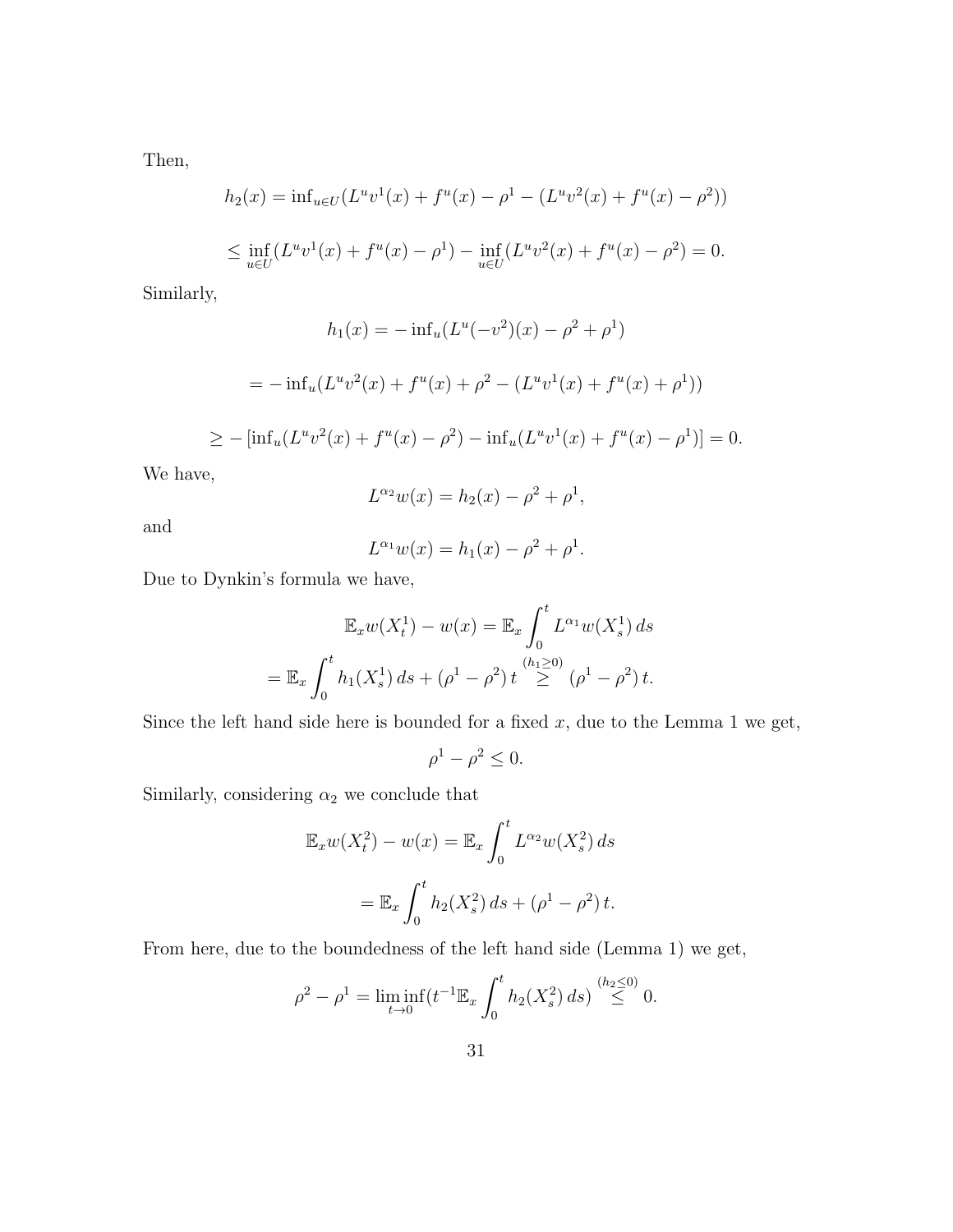Then,

$$h_2(x) = \inf_{u \in U}(L^u v^1(x) + f^u(x) - \rho^1 - (L^u v^2(x) + f^u(x) - \rho^2))$$

$$\leq \inf_{u \in U}(L^u v^1(x) + f^u(x) - \rho^1) - \inf_{u \in U}(L^u v^2(x) + f^u(x) - \rho^2) = 0.$$

Similarly,

$$h_1(x) = -\inf_u(L^u(-v^2)(x) - \rho^2 + \rho^1)$$

$$= -\inf_u(L^u v^2(x) + f^u(x) + \rho^2 - (L^u v^1(x) + f^u(x) + \rho^1))$$

$$\geq -[\inf_u(L^u v^2(x) + f^u(x) - \rho^2) - \inf_u(L^u v^1(x) + f^u(x) - \rho^1)] = 0.$$

We have,

$$L^{\alpha_2} w(x) = h_2(x) - \rho^2 + \rho^1,$$

and

$$L^{\alpha_1} w(x) = h_1(x) - \rho^2 + \rho^1.$$

Due to Dynkin's formula we have,

$$\mathbb{E}_x w(X_t^1) - w(x) = \mathbb{E}_x \int_0^t L^{\alpha_1} w(X_s^1)\, ds$$

$$= \mathbb{E}_x \int_0^t h_1(X_s^1)\, ds + (\rho^1 - \rho^2)\, t \overset{(h_1 \geq 0)}{\geq} (\rho^1 - \rho^2)\, t.$$

Since the left hand side here is bounded for a fixed $x$, due to the Lemma 1 we get,

$$\rho^1 - \rho^2 \leq 0.$$

Similarly, considering $\alpha_2$ we conclude that

$$\mathbb{E}_x w(X_t^2) - w(x) = \mathbb{E}_x \int_0^t L^{\alpha_2} w(X_s^2)\, ds$$

$$= \mathbb{E}_x \int_0^t h_2(X_s^2)\, ds + (\rho^1 - \rho^2)\, t.$$

From here, due to the boundedness of the left hand side (Lemma 1) we get,

$$\rho^2 - \rho^1 = \liminf_{t \to 0}(t^{-1}\mathbb{E}_x \int_0^t h_2(X_s^2)\, ds) \overset{(h_2 \leq 0)}{\leq} 0.$$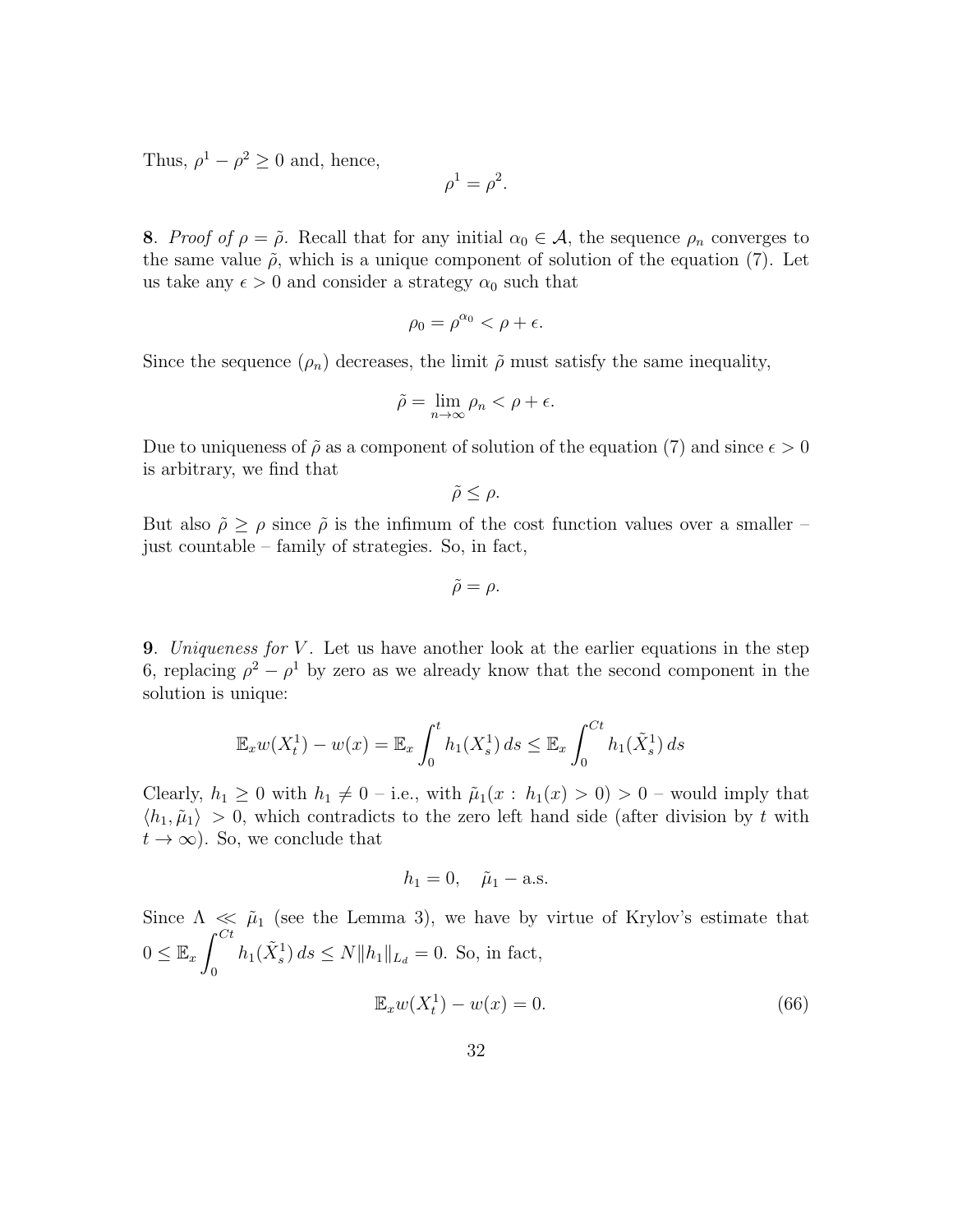Thus, $\rho^1 - \rho^2 \geq 0$ and, hence,

$$\rho^1 = \rho^2.$$

**8**. *Proof of* $\rho = \tilde{\rho}$. Recall that for any initial $\alpha_0 \in \mathcal{A}$, the sequence $\rho_n$ converges to the same value $\tilde{\rho}$, which is a unique component of solution of the equation (7). Let us take any $\epsilon > 0$ and consider a strategy $\alpha_0$ such that

$$\rho_0 = \rho^{\alpha_0} < \rho + \epsilon.$$

Since the sequence $(\rho_n)$ decreases, the limit $\tilde{\rho}$ must satisfy the same inequality,

$$\tilde{\rho} = \lim_{n\to\infty} \rho_n < \rho + \epsilon.$$

Due to uniqueness of $\tilde{\rho}$ as a component of solution of the equation (7) and since $\epsilon > 0$ is arbitrary, we find that

$$\tilde{\rho} \leq \rho.$$

But also $\tilde{\rho} \geq \rho$ since $\tilde{\rho}$ is the infimum of the cost function values over a smaller – just countable – family of strategies. So, in fact,

$$\tilde{\rho} = \rho.$$

**9**. *Uniqueness for* $V$. Let us have another look at the earlier equations in the step 6, replacing $\rho^2 - \rho^1$ by zero as we already know that the second component in the solution is unique:

$$\mathbb{E}_x w(X^1_t) - w(x) = \mathbb{E}_x \int_0^t h_1(X^1_s)\, ds \leq \mathbb{E}_x \int_0^{Ct} h_1(\tilde{X}^1_s)\, ds$$

Clearly, $h_1 \geq 0$ with $h_1 \neq 0$ – i.e., with $\tilde{\mu}_1(x: \, h_1(x) > 0) > 0$ – would imply that $\langle h_1, \tilde{\mu}_1 \rangle > 0$, which contradicts to the zero left hand side (after division by $t$ with $t \to \infty$). So, we conclude that

$$h_1 = 0, \quad \tilde{\mu}_1 - \text{a.s.}$$

Since $\Lambda \ll \tilde{\mu}_1$ (see the Lemma 3), we have by virtue of Krylov's estimate that $0 \leq \mathbb{E}_x \displaystyle\int_0^{Ct} h_1(\tilde{X}^1_s)\, ds \leq N \|h_1\|_{L_d} = 0$. So, in fact,

$$\mathbb{E}_x w(X^1_t) - w(x) = 0. \tag{66}$$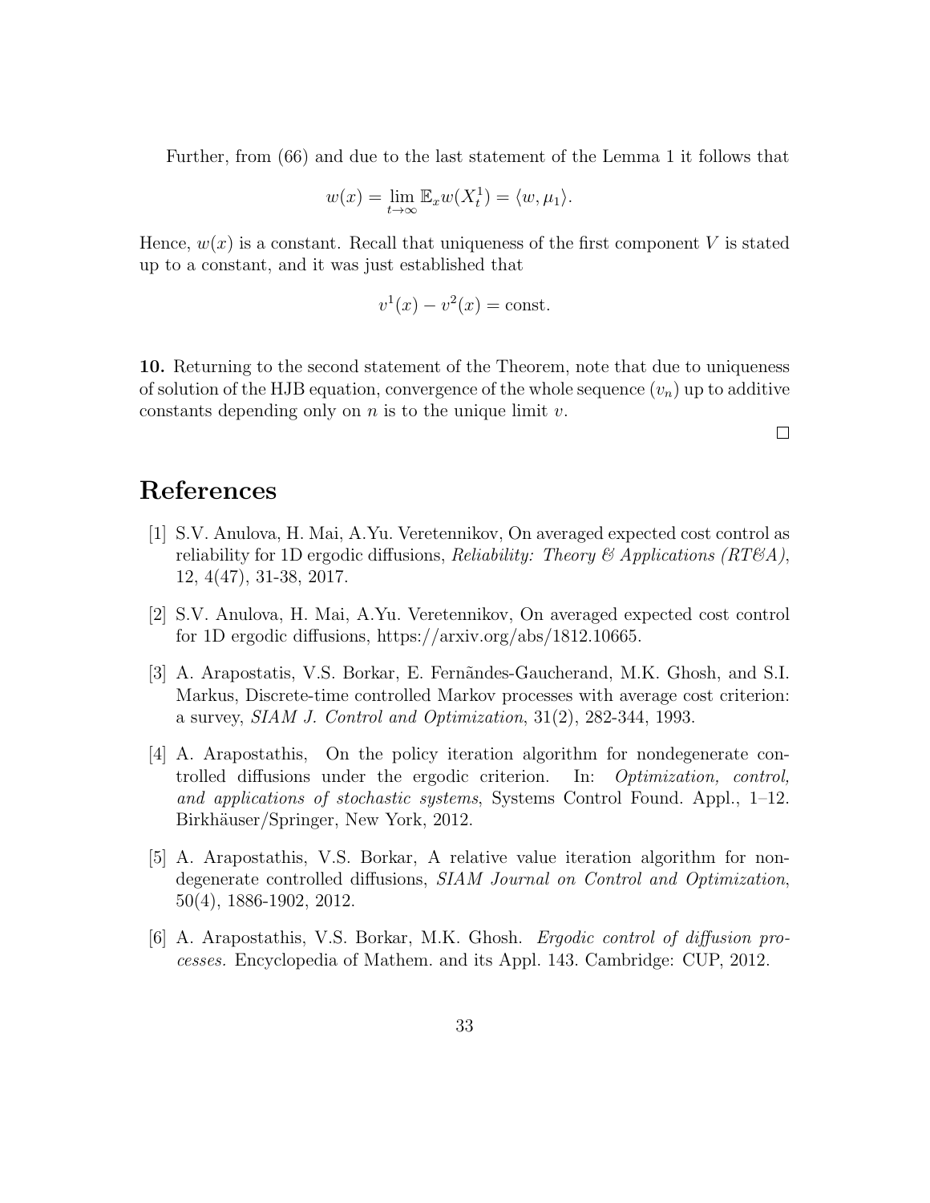Further, from (66) and due to the last statement of the Lemma 1 it follows that

$$w(x) = \lim_{t\to\infty} \mathbb{E}_x w(X_t^1) = \langle w, \mu_1 \rangle.$$

Hence, $w(x)$ is a constant. Recall that uniqueness of the first component $V$ is stated up to a constant, and it was just established that

$$v^1(x) - v^2(x) = \text{const}.$$

**10.** Returning to the second statement of the Theorem, note that due to uniqueness of solution of the HJB equation, convergence of the whole sequence $(v_n)$ up to additive constants depending only on $n$ is to the unique limit $v$.

□

# References

[1] S.V. Anulova, H. Mai, A.Yu. Veretennikov, On averaged expected cost control as reliability for 1D ergodic diffusions, *Reliability: Theory & Applications (RT&A)*, 12, 4(47), 31-38, 2017.

[2] S.V. Anulova, H. Mai, A.Yu. Veretennikov, On averaged expected cost control for 1D ergodic diffusions, https://arxiv.org/abs/1812.10665.

[3] A. Arapostatis, V.S. Borkar, E. Fernãndes-Gaucherand, M.K. Ghosh, and S.I. Markus, Discrete-time controlled Markov processes with average cost criterion: a survey, *SIAM J. Control and Optimization*, 31(2), 282-344, 1993.

[4] A. Arapostathis, On the policy iteration algorithm for nondegenerate controlled diffusions under the ergodic criterion. In: *Optimization, control, and applications of stochastic systems*, Systems Control Found. Appl., 1–12. Birkhäuser/Springer, New York, 2012.

[5] A. Arapostathis, V.S. Borkar, A relative value iteration algorithm for non-degenerate controlled diffusions, *SIAM Journal on Control and Optimization*, 50(4), 1886-1902, 2012.

[6] A. Arapostathis, V.S. Borkar, M.K. Ghosh. *Ergodic control of diffusion processes.* Encyclopedia of Mathem. and its Appl. 143. Cambridge: CUP, 2012.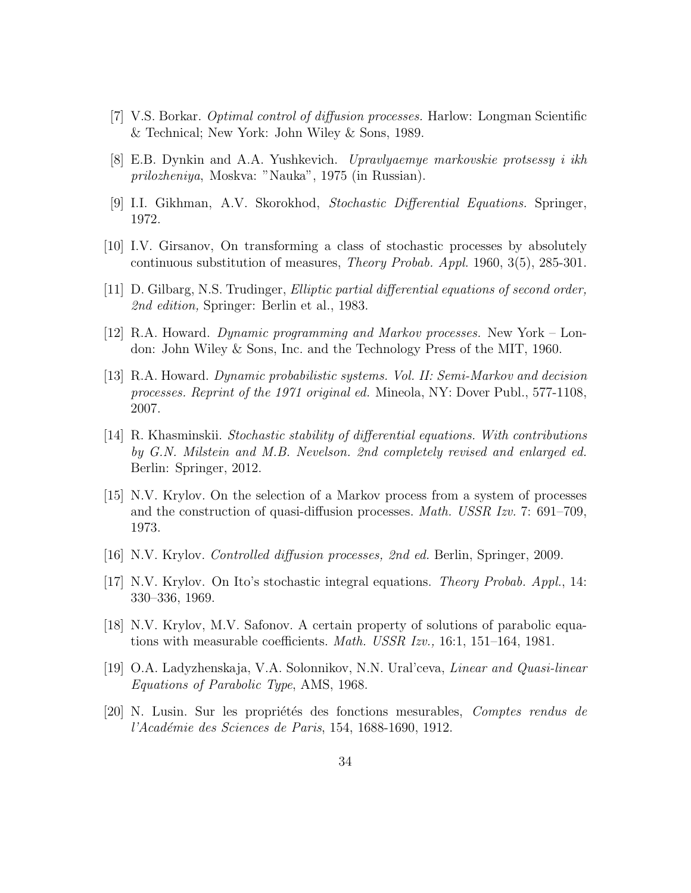[7] V.S. Borkar. *Optimal control of diffusion processes.* Harlow: Longman Scientific & Technical; New York: John Wiley & Sons, 1989.

[8] E.B. Dynkin and A.A. Yushkevich. *Upravlyaemye markovskie protsessy i ikh prilozheniya*, Moskva: "Nauka", 1975 (in Russian).

[9] I.I. Gikhman, A.V. Skorokhod, *Stochastic Differential Equations.* Springer, 1972.

[10] I.V. Girsanov, On transforming a class of stochastic processes by absolutely continuous substitution of measures, *Theory Probab. Appl.* 1960, 3(5), 285-301.

[11] D. Gilbarg, N.S. Trudinger, *Elliptic partial differential equations of second order, 2nd edition,* Springer: Berlin et al., 1983.

[12] R.A. Howard. *Dynamic programming and Markov processes.* New York – London: John Wiley & Sons, Inc. and the Technology Press of the MIT, 1960.

[13] R.A. Howard. *Dynamic probabilistic systems. Vol. II: Semi-Markov and decision processes. Reprint of the 1971 original ed.* Mineola, NY: Dover Publ., 577-1108, 2007.

[14] R. Khasminskii. *Stochastic stability of differential equations. With contributions by G.N. Milstein and M.B. Nevelson. 2nd completely revised and enlarged ed.* Berlin: Springer, 2012.

[15] N.V. Krylov. On the selection of a Markov process from a system of processes and the construction of quasi-diffusion processes. *Math. USSR Izv.* 7: 691–709, 1973.

[16] N.V. Krylov. *Controlled diffusion processes, 2nd ed.* Berlin, Springer, 2009.

[17] N.V. Krylov. On Ito's stochastic integral equations. *Theory Probab. Appl.*, 14: 330–336, 1969.

[18] N.V. Krylov, M.V. Safonov. A certain property of solutions of parabolic equations with measurable coefficients. *Math. USSR Izv.,* 16:1, 151–164, 1981.

[19] O.A. Ladyzhenskaja, V.A. Solonnikov, N.N. Ural'ceva, *Linear and Quasi-linear Equations of Parabolic Type*, AMS, 1968.

[20] N. Lusin. Sur les propriétés des fonctions mesurables, *Comptes rendus de l'Académie des Sciences de Paris*, 154, 1688-1690, 1912.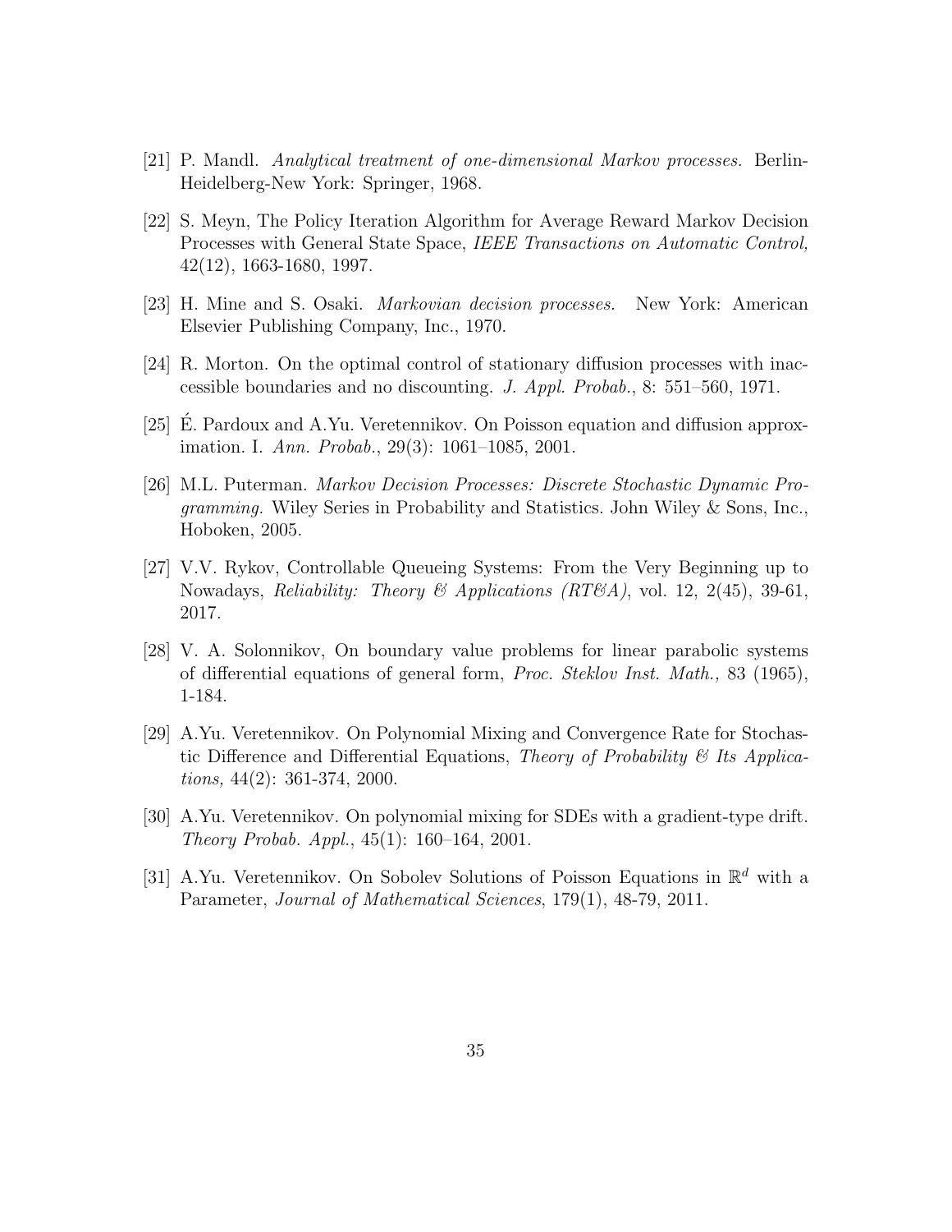[21] P. Mandl. *Analytical treatment of one-dimensional Markov processes.* Berlin-Heidelberg-New York: Springer, 1968.

[22] S. Meyn, The Policy Iteration Algorithm for Average Reward Markov Decision Processes with General State Space, *IEEE Transactions on Automatic Control,* 42(12), 1663-1680, 1997.

[23] H. Mine and S. Osaki. *Markovian decision processes.* New York: American Elsevier Publishing Company, Inc., 1970.

[24] R. Morton. On the optimal control of stationary diffusion processes with inaccessible boundaries and no discounting. *J. Appl. Probab.*, 8: 551–560, 1971.

[25] É. Pardoux and A.Yu. Veretennikov. On Poisson equation and diffusion approximation. I. *Ann. Probab.*, 29(3): 1061–1085, 2001.

[26] M.L. Puterman. *Markov Decision Processes: Discrete Stochastic Dynamic Programming.* Wiley Series in Probability and Statistics. John Wiley & Sons, Inc., Hoboken, 2005.

[27] V.V. Rykov, Controllable Queueing Systems: From the Very Beginning up to Nowadays, *Reliability: Theory & Applications (RT&A)*, vol. 12, 2(45), 39-61, 2017.

[28] V. A. Solonnikov, On boundary value problems for linear parabolic systems of differential equations of general form, *Proc. Steklov Inst. Math.,* 83 (1965), 1-184.

[29] A.Yu. Veretennikov. On Polynomial Mixing and Convergence Rate for Stochastic Difference and Differential Equations, *Theory of Probability & Its Applications,* 44(2): 361-374, 2000.

[30] A.Yu. Veretennikov. On polynomial mixing for SDEs with a gradient-type drift. *Theory Probab. Appl.*, 45(1): 160–164, 2001.

[31] A.Yu. Veretennikov. On Sobolev Solutions of Poisson Equations in $\mathbb{R}^d$ with a Parameter, *Journal of Mathematical Sciences*, 179(1), 48-79, 2011.